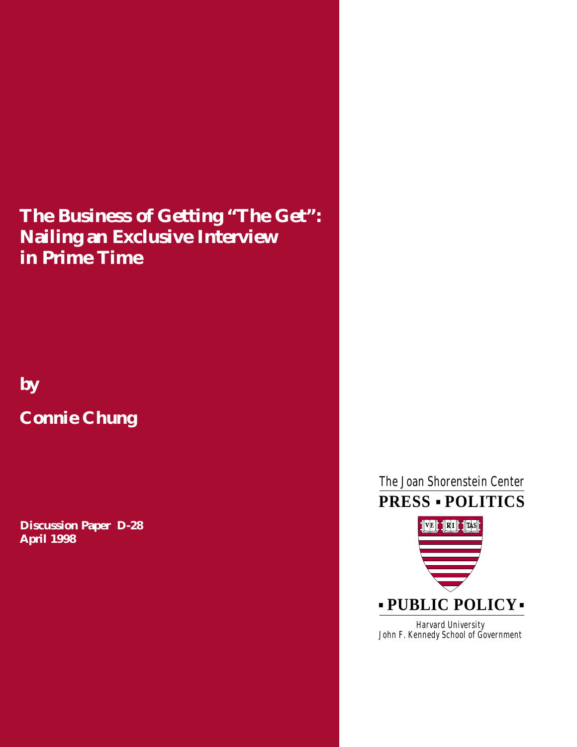# The Business of Getting "The Get": Nailing an Exclusive Interview in Prime Time

by

**Connie Chung**

**Discussion Paper D-28**
**April 1998**

The Joan Shorenstein Center
**PRESS ▪ POLITICS**

VE RI TAS

**▪ PUBLIC POLICY ▪**

Harvard University
John F. Kennedy School of Government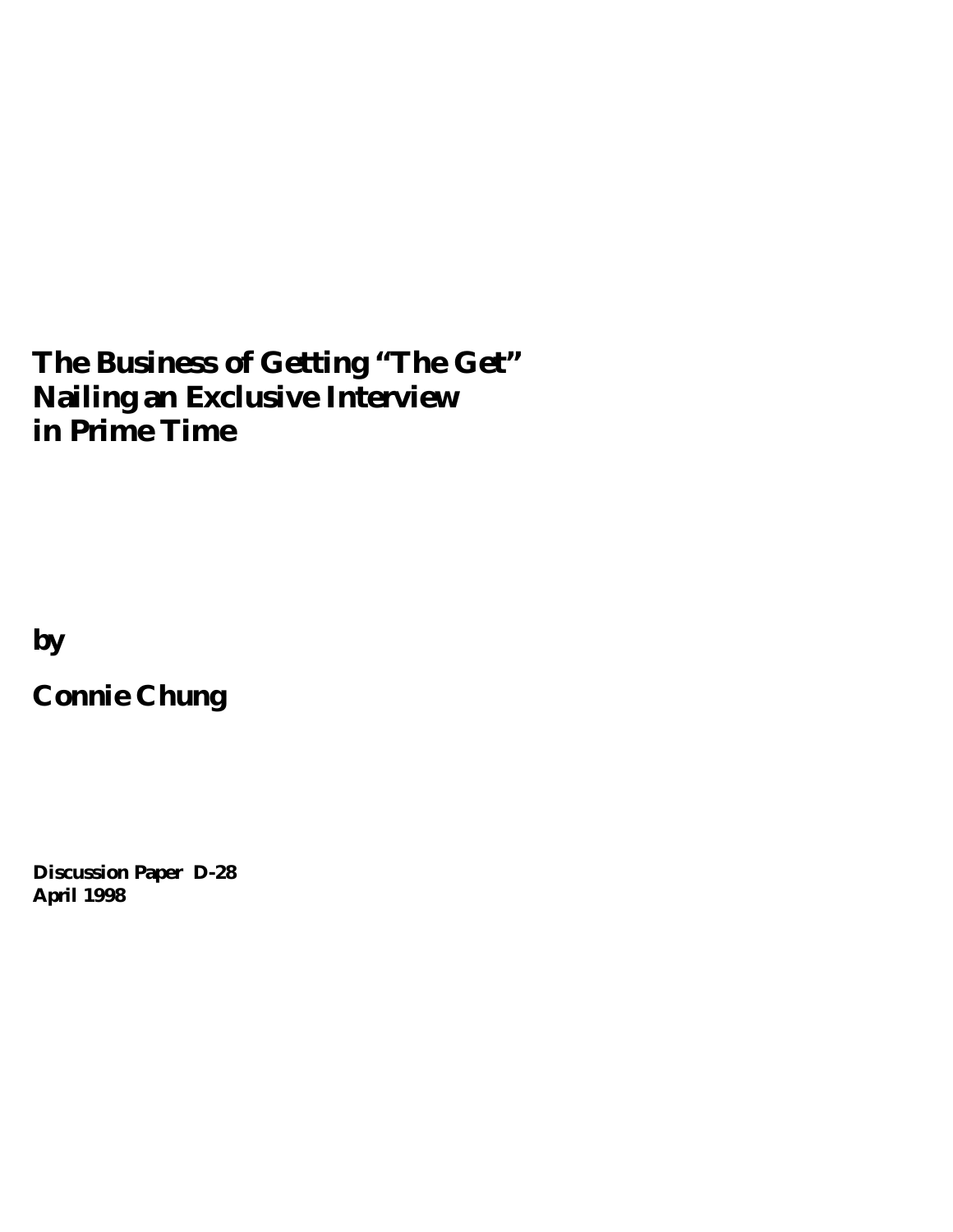# The Business of Getting "The Get"
# Nailing an Exclusive Interview in Prime Time

**by**

**Connie Chung**

**Discussion Paper D-28**
**April 1998**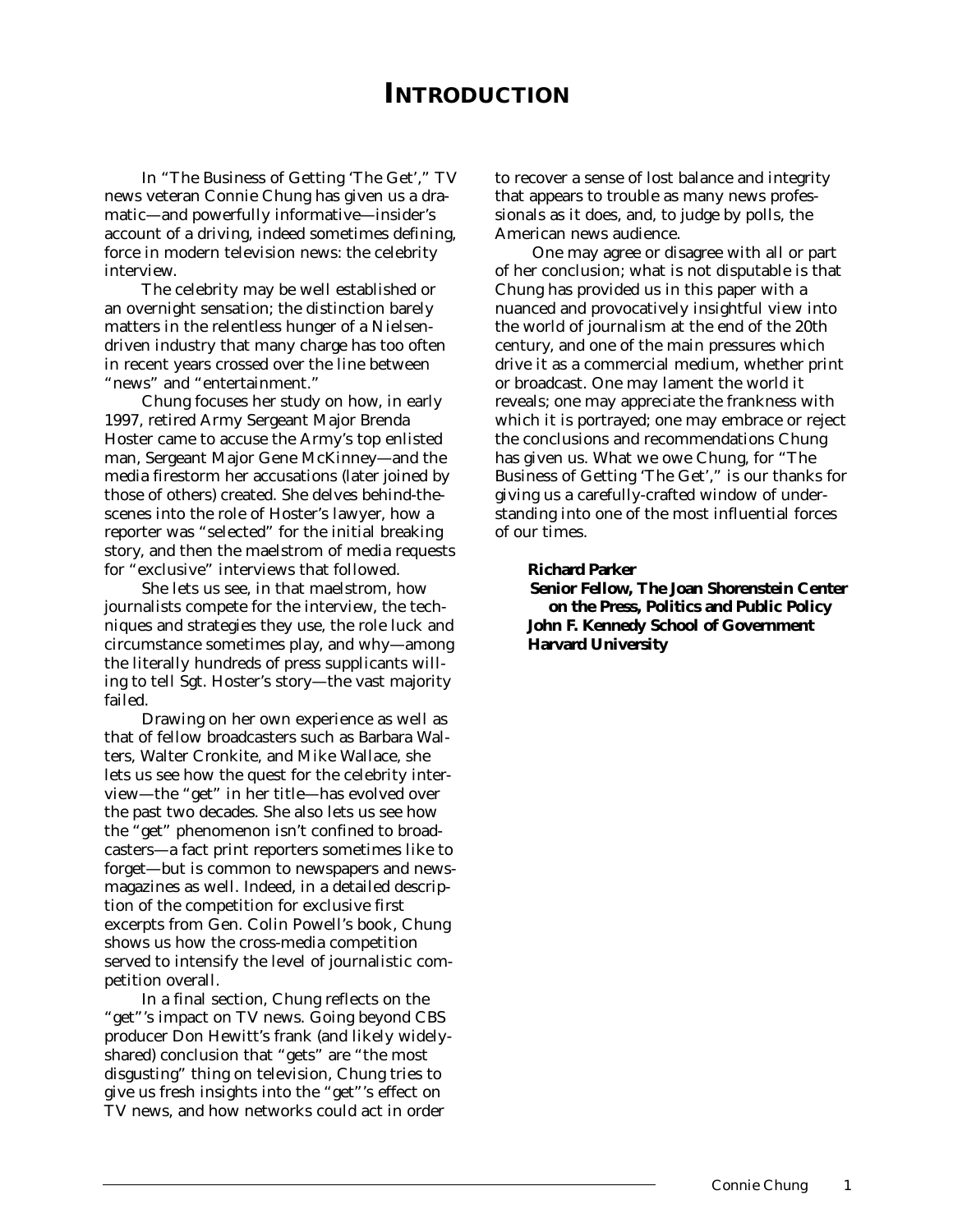# INTRODUCTION

In "The Business of Getting 'The Get'," TV news veteran Connie Chung has given us a dramatic—and powerfully informative—insider's account of a driving, indeed sometimes defining, force in modern television news: the celebrity interview.

The celebrity may be well established or an overnight sensation; the distinction barely matters in the relentless hunger of a Nielsen-driven industry that many charge has too often in recent years crossed over the line between "news" and "entertainment."

Chung focuses her study on how, in early 1997, retired Army Sergeant Major Brenda Hoster came to accuse the Army's top enlisted man, Sergeant Major Gene McKinney—and the media firestorm her accusations (later joined by those of others) created. She delves behind-the-scenes into the role of Hoster's lawyer, how a reporter was "selected" for the initial breaking story, and then the maelstrom of media requests for "exclusive" interviews that followed.

She lets us see, in that maelstrom, how journalists compete for the interview, the techniques and strategies they use, the role luck and circumstance sometimes play, and why—among the literally hundreds of press supplicants willing to tell Sgt. Hoster's story—the vast majority failed.

Drawing on her own experience as well as that of fellow broadcasters such as Barbara Walters, Walter Cronkite, and Mike Wallace, she lets us see how the quest for the celebrity interview—the "get" in her title—has evolved over the past two decades. She also lets us see how the "get" phenomenon isn't confined to broadcasters—a fact print reporters sometimes like to forget—but is common to newspapers and newsmagazines as well. Indeed, in a detailed description of the competition for exclusive first excerpts from Gen. Colin Powell's book, Chung shows us how the cross-media competition served to intensify the level of journalistic competition overall.

In a final section, Chung reflects on the "get"'s impact on TV news. Going beyond CBS producer Don Hewitt's frank (and likely widely-shared) conclusion that "gets" are "the most disgusting" thing on television, Chung tries to give us fresh insights into the "get"'s effect on TV news, and how networks could act in order to recover a sense of lost balance and integrity that appears to trouble as many news professionals as it does, and, to judge by polls, the American news audience.

One may agree or disagree with all or part of her conclusion; what is not disputable is that Chung has provided us in this paper with a nuanced and provocatively insightful view into the world of journalism at the end of the 20th century, and one of the main pressures which drive it as a commercial medium, whether print or broadcast. One may lament the world it reveals; one may appreciate the frankness with which it is portrayed; one may embrace or reject the conclusions and recommendations Chung has given us. What we owe Chung, for "The Business of Getting 'The Get'," is our thanks for giving us a carefully-crafted window of understanding into one of the most influential forces of our times.

**Richard Parker**
**Senior Fellow, The Joan Shorenstein Center on the Press, Politics and Public Policy**
**John F. Kennedy School of Government**
**Harvard University**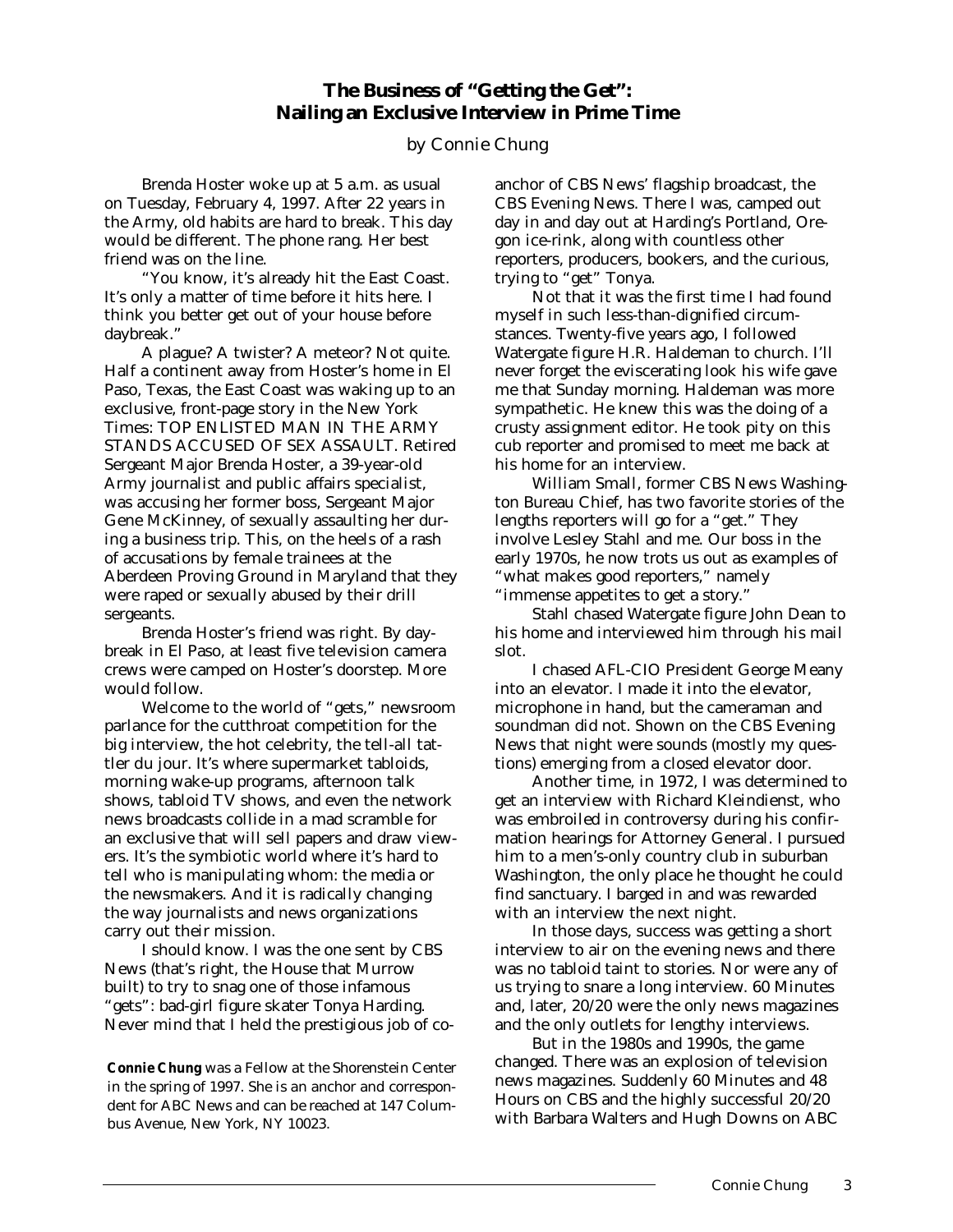# The Business of "Getting the Get": Nailing an Exclusive Interview in Prime Time

by Connie Chung

Brenda Hoster woke up at 5 a.m. as usual on Tuesday, February 4, 1997. After 22 years in the Army, old habits are hard to break. This day would be different. The phone rang. Her best friend was on the line.

"You know, it's already hit the East Coast. It's only a matter of time before it hits here. I think you better get out of your house before daybreak."

A plague? A twister? A meteor? Not quite. Half a continent away from Hoster's home in El Paso, Texas, the East Coast was waking up to an exclusive, front-page story in the New York Times: TOP ENLISTED MAN IN THE ARMY STANDS ACCUSED OF SEX ASSAULT. Retired Sergeant Major Brenda Hoster, a 39-year-old Army journalist and public affairs specialist, was accusing her former boss, Sergeant Major Gene McKinney, of sexually assaulting her during a business trip. This, on the heels of a rash of accusations by female trainees at the Aberdeen Proving Ground in Maryland that they were raped or sexually abused by their drill sergeants.

Brenda Hoster's friend was right. By daybreak in El Paso, at least five television camera crews were camped on Hoster's doorstep. More would follow.

Welcome to the world of "gets," newsroom parlance for the cutthroat competition for the big interview, the hot celebrity, the tell-all tattler du jour. It's where supermarket tabloids, morning wake-up programs, afternoon talk shows, tabloid TV shows, and even the network news broadcasts collide in a mad scramble for an exclusive that will sell papers and draw viewers. It's the symbiotic world where it's hard to tell who is manipulating whom: the media or the newsmakers. And it is radically changing the way journalists and news organizations carry out their mission.

I should know. I was the one sent by CBS News (that's right, the House that Murrow built) to try to snag one of those infamous "gets": bad-girl figure skater Tonya Harding. Never mind that I held the prestigious job of co-anchor of CBS News' flagship broadcast, the CBS Evening News. There I was, camped out day in and day out at Harding's Portland, Oregon ice-rink, along with countless other reporters, producers, bookers, and the curious, trying to "get" Tonya.

Not that it was the first time I had found myself in such less-than-dignified circumstances. Twenty-five years ago, I followed Watergate figure H.R. Haldeman to church. I'll never forget the eviscerating look his wife gave me that Sunday morning. Haldeman was more sympathetic. He knew this was the doing of a crusty assignment editor. He took pity on this cub reporter and promised to meet me back at his home for an interview.

William Small, former CBS News Washington Bureau Chief, has two favorite stories of the lengths reporters will go for a "get." They involve Lesley Stahl and me. Our boss in the early 1970s, he now trots us out as examples of "what makes good reporters," namely "immense appetites to get a story."

Stahl chased Watergate figure John Dean to his home and interviewed him through his mail slot.

I chased AFL-CIO President George Meany into an elevator. I made it into the elevator, microphone in hand, but the cameraman and soundman did not. Shown on the CBS Evening News that night were sounds (mostly my questions) emerging from a closed elevator door.

Another time, in 1972, I was determined to get an interview with Richard Kleindienst, who was embroiled in controversy during his confirmation hearings for Attorney General. I pursued him to a men's-only country club in suburban Washington, the only place he thought he could find sanctuary. I barged in and was rewarded with an interview the next night.

In those days, success was getting a short interview to air on the evening news and there was no tabloid taint to stories. Nor were any of us trying to snare a long interview. 60 Minutes and, later, 20/20 were the only news magazines and the only outlets for lengthy interviews.

But in the 1980s and 1990s, the game changed. There was an explosion of television news magazines. Suddenly 60 Minutes and 48 Hours on CBS and the highly successful 20/20 with Barbara Walters and Hugh Downs on ABC

**Connie Chung** was a Fellow at the Shorenstein Center in the spring of 1997. She is an anchor and correspondent for ABC News and can be reached at 147 Columbus Avenue, New York, NY 10023.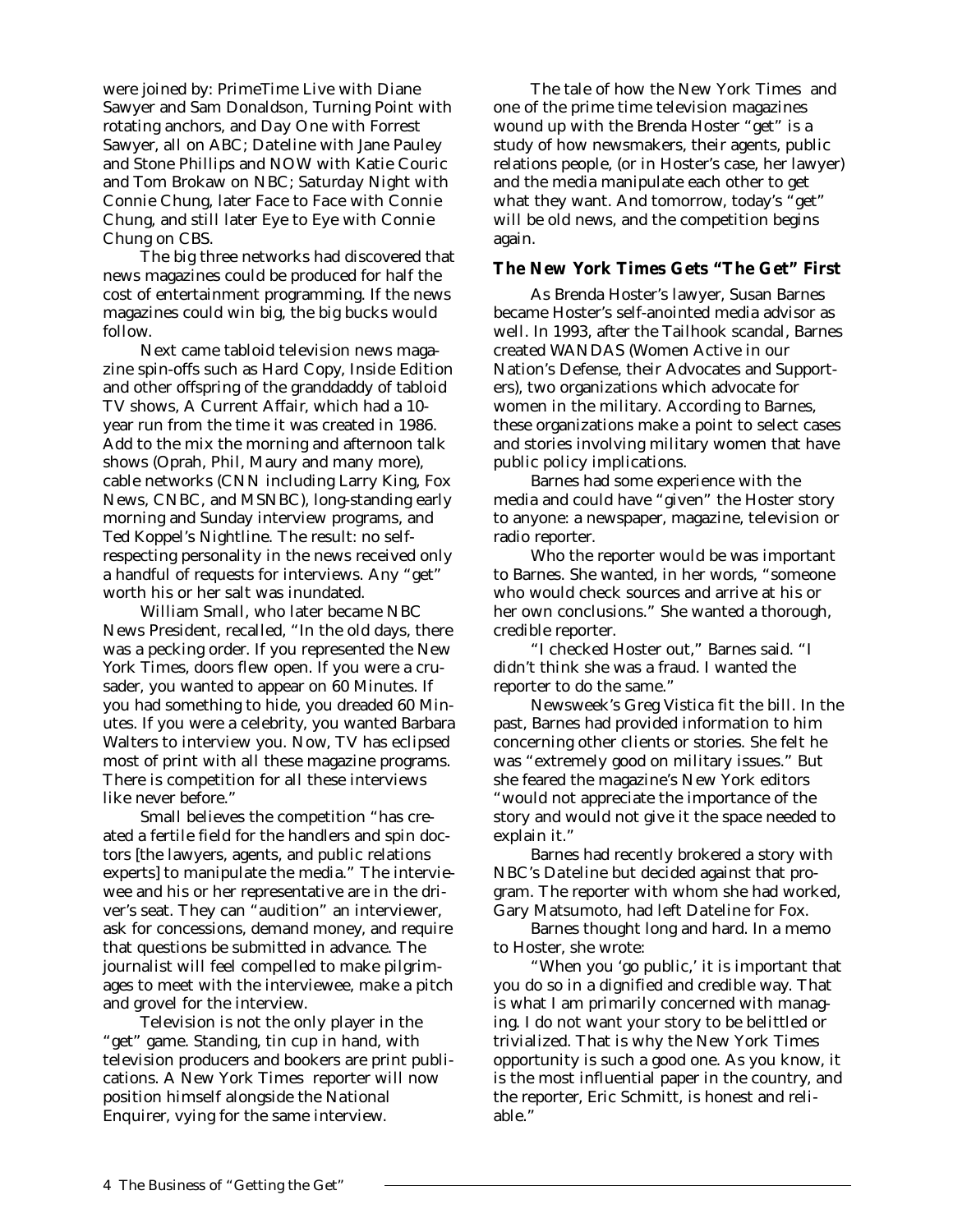were joined by: PrimeTime Live with Diane Sawyer and Sam Donaldson, Turning Point with rotating anchors, and Day One with Forrest Sawyer, all on ABC; Dateline with Jane Pauley and Stone Phillips and NOW with Katie Couric and Tom Brokaw on NBC; Saturday Night with Connie Chung, later Face to Face with Connie Chung, and still later Eye to Eye with Connie Chung on CBS.

The big three networks had discovered that news magazines could be produced for half the cost of entertainment programming. If the news magazines could win big, the big bucks would follow.

Next came tabloid television news magazine spin-offs such as Hard Copy, Inside Edition and other offspring of the granddaddy of tabloid TV shows, A Current Affair, which had a 10-year run from the time it was created in 1986. Add to the mix the morning and afternoon talk shows (Oprah, Phil, Maury and many more), cable networks (CNN including Larry King, Fox News, CNBC, and MSNBC), long-standing early morning and Sunday interview programs, and Ted Koppel's Nightline. The result: no self-respecting personality in the news received only a handful of requests for interviews. Any "get" worth his or her salt was inundated.

William Small, who later became NBC News President, recalled, "In the old days, there was a pecking order. If you represented the New York Times, doors flew open. If you were a crusader, you wanted to appear on 60 Minutes. If you had something to hide, you dreaded 60 Minutes. If you were a celebrity, you wanted Barbara Walters to interview you. Now, TV has eclipsed most of print with all these magazine programs. There is competition for all these interviews like never before."

Small believes the competition "has created a fertile field for the handlers and spin doctors [the lawyers, agents, and public relations experts] to manipulate the media." The interviewee and his or her representative are in the driver's seat. They can "audition" an interviewer, ask for concessions, demand money, and require that questions be submitted in advance. The journalist will feel compelled to make pilgrimages to meet with the interviewee, make a pitch and grovel for the interview.

Television is not the only player in the "get" game. Standing, tin cup in hand, with television producers and bookers are print publications. A New York Times reporter will now position himself alongside the National Enquirer, vying for the same interview.

The tale of how the New York Times and one of the prime time television magazines wound up with the Brenda Hoster "get" is a study of how newsmakers, their agents, public relations people, (or in Hoster's case, her lawyer) and the media manipulate each other to get what they want. And tomorrow, today's "get" will be old news, and the competition begins again.

### The New York Times Gets "The Get" First

As Brenda Hoster's lawyer, Susan Barnes became Hoster's self-anointed media advisor as well. In 1993, after the Tailhook scandal, Barnes created WANDAS (Women Active in our Nation's Defense, their Advocates and Supporters), two organizations which advocate for women in the military. According to Barnes, these organizations make a point to select cases and stories involving military women that have public policy implications.

Barnes had some experience with the media and could have "given" the Hoster story to anyone: a newspaper, magazine, television or radio reporter.

Who the reporter would be was important to Barnes. She wanted, in her words, "someone who would check sources and arrive at his or her own conclusions." She wanted a thorough, credible reporter.

"I checked Hoster out," Barnes said. "I didn't think she was a fraud. I wanted the reporter to do the same."

Newsweek's Greg Vistica fit the bill. In the past, Barnes had provided information to him concerning other clients or stories. She felt he was "extremely good on military issues." But she feared the magazine's New York editors "would not appreciate the importance of the story and would not give it the space needed to explain it."

Barnes had recently brokered a story with NBC's Dateline but decided against that program. The reporter with whom she had worked, Gary Matsumoto, had left Dateline for Fox.

Barnes thought long and hard. In a memo to Hoster, she wrote:

"When you 'go public,' it is important that you do so in a dignified and credible way. That is what I am primarily concerned with managing. I do not want your story to be belittled or trivialized. That is why the New York Times opportunity is such a good one. As you know, it is the most influential paper in the country, and the reporter, Eric Schmitt, is honest and reliable."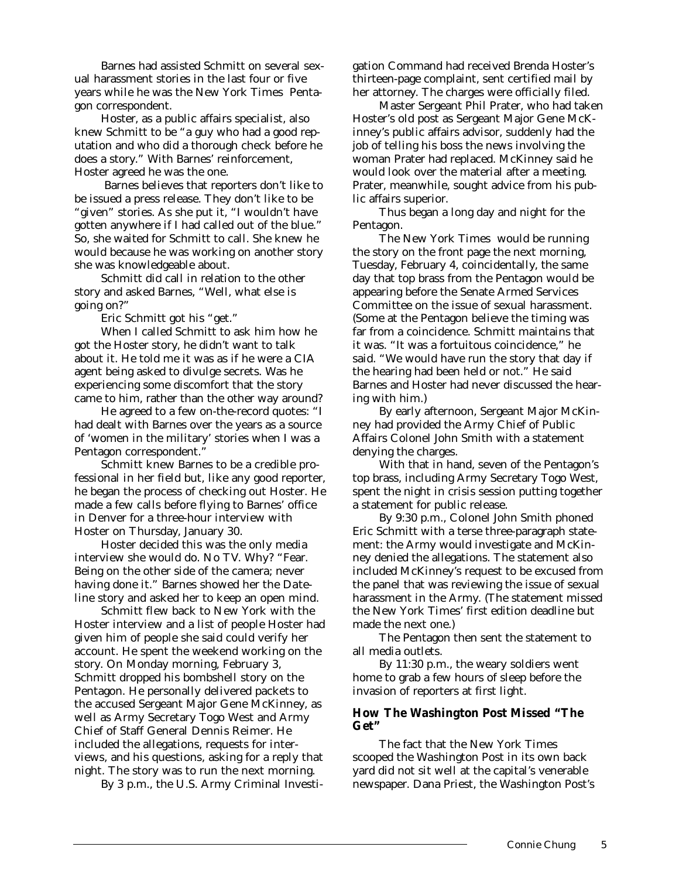Barnes had assisted Schmitt on several sexual harassment stories in the last four or five years while he was the New York Times Pentagon correspondent.

Hoster, as a public affairs specialist, also knew Schmitt to be "a guy who had a good reputation and who did a thorough check before he does a story." With Barnes' reinforcement, Hoster agreed he was the one.

Barnes believes that reporters don't like to be issued a press release. They don't like to be "given" stories. As she put it, "I wouldn't have gotten anywhere if I had called out of the blue." So, she waited for Schmitt to call. She knew he would because he was working on another story she was knowledgeable about.

Schmitt did call in relation to the other story and asked Barnes, "Well, what else is going on?"

Eric Schmitt got his "get."

When I called Schmitt to ask him how he got the Hoster story, he didn't want to talk about it. He told me it was as if he were a CIA agent being asked to divulge secrets. Was he experiencing some discomfort that the story came to him, rather than the other way around?

He agreed to a few on-the-record quotes: "I had dealt with Barnes over the years as a source of 'women in the military' stories when I was a Pentagon correspondent."

Schmitt knew Barnes to be a credible professional in her field but, like any good reporter, he began the process of checking out Hoster. He made a few calls before flying to Barnes' office in Denver for a three-hour interview with Hoster on Thursday, January 30.

Hoster decided this was the only media interview she would do. No TV. Why? "Fear. Being on the other side of the camera; never having done it." Barnes showed her the Dateline story and asked her to keep an open mind.

Schmitt flew back to New York with the Hoster interview and a list of people Hoster had given him of people she said could verify her account. He spent the weekend working on the story. On Monday morning, February 3, Schmitt dropped his bombshell story on the Pentagon. He personally delivered packets to the accused Sergeant Major Gene McKinney, as well as Army Secretary Togo West and Army Chief of Staff General Dennis Reimer. He included the allegations, requests for interviews, and his questions, asking for a reply that night. The story was to run the next morning.

By 3 p.m., the U.S. Army Criminal Investigation Command had received Brenda Hoster's thirteen-page complaint, sent certified mail by her attorney. The charges were officially filed.

Master Sergeant Phil Prater, who had taken Hoster's old post as Sergeant Major Gene McKinney's public affairs advisor, suddenly had the job of telling his boss the news involving the woman Prater had replaced. McKinney said he would look over the material after a meeting. Prater, meanwhile, sought advice from his public affairs superior.

Thus began a long day and night for the Pentagon.

The New York Times would be running the story on the front page the next morning, Tuesday, February 4, coincidentally, the same day that top brass from the Pentagon would be appearing before the Senate Armed Services Committee on the issue of sexual harassment. (Some at the Pentagon believe the timing was far from a coincidence. Schmitt maintains that it was. "It was a fortuitous coincidence," he said. "We would have run the story that day if the hearing had been held or not." He said Barnes and Hoster had never discussed the hearing with him.)

By early afternoon, Sergeant Major McKinney had provided the Army Chief of Public Affairs Colonel John Smith with a statement denying the charges.

With that in hand, seven of the Pentagon's top brass, including Army Secretary Togo West, spent the night in crisis session putting together a statement for public release.

By 9:30 p.m., Colonel John Smith phoned Eric Schmitt with a terse three-paragraph statement: the Army would investigate and McKinney denied the allegations. The statement also included McKinney's request to be excused from the panel that was reviewing the issue of sexual harassment in the Army. (The statement missed the New York Times' first edition deadline but made the next one.)

The Pentagon then sent the statement to all media outlets.

By 11:30 p.m., the weary soldiers went home to grab a few hours of sleep before the invasion of reporters at first light.

### How The Washington Post Missed "The Get"

The fact that the New York Times scooped the Washington Post in its own back yard did not sit well at the capital's venerable newspaper. Dana Priest, the Washington Post's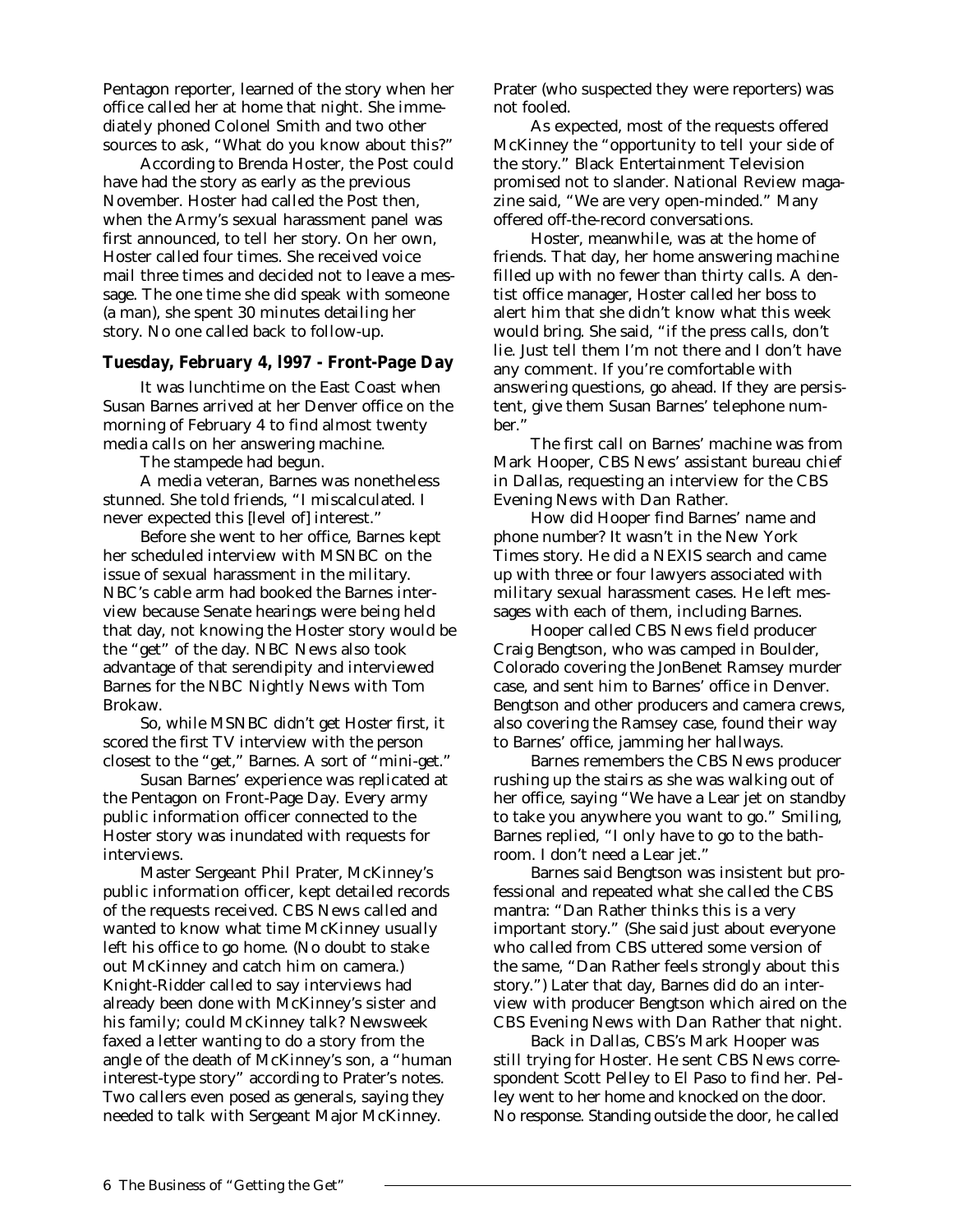Pentagon reporter, learned of the story when her office called her at home that night. She immediately phoned Colonel Smith and two other sources to ask, "What do you know about this?"

According to Brenda Hoster, the Post could have had the story as early as the previous November. Hoster had called the Post then, when the Army's sexual harassment panel was first announced, to tell her story. On her own, Hoster called four times. She received voice mail three times and decided not to leave a message. The one time she did speak with someone (a man), she spent 30 minutes detailing her story. No one called back to follow-up.

### Tuesday, February 4, l997 - Front-Page Day

It was lunchtime on the East Coast when Susan Barnes arrived at her Denver office on the morning of February 4 to find almost twenty media calls on her answering machine.

The stampede had begun.

A media veteran, Barnes was nonetheless stunned. She told friends, "I miscalculated. I never expected this [level of] interest."

Before she went to her office, Barnes kept her scheduled interview with MSNBC on the issue of sexual harassment in the military. NBC's cable arm had booked the Barnes interview because Senate hearings were being held that day, not knowing the Hoster story would be the "get" of the day. NBC News also took advantage of that serendipity and interviewed Barnes for the *NBC Nightly News with Tom Brokaw.*

So, while MSNBC didn't get Hoster first, it scored the first TV interview with the person closest to the "get," Barnes. A sort of "mini-get."

Susan Barnes' experience was replicated at the Pentagon on Front-Page Day. Every army public information officer connected to the Hoster story was inundated with requests for interviews.

Master Sergeant Phil Prater, McKinney's public information officer, kept detailed records of the requests received. CBS News called and wanted to know what time McKinney usually left his office to go home. (No doubt to stake out McKinney and catch him on camera.) Knight-Ridder called to say interviews had already been done with McKinney's sister and his family; could McKinney talk? *Newsweek* faxed a letter wanting to do a story from the angle of the death of McKinney's son, a "human interest-type story" according to Prater's notes. Two callers even posed as generals, saying they needed to talk with Sergeant Major McKinney. Prater (who suspected they were reporters) was not fooled.

As expected, most of the requests offered McKinney the "opportunity to tell your side of the story." Black Entertainment Television promised not to slander. *National Review* magazine said, "We are very open-minded." Many offered off-the-record conversations.

Hoster, meanwhile, was at the home of friends. That day, her home answering machine filled up with no fewer than thirty calls. A dentist office manager, Hoster called her boss to alert him that she didn't know what this week would bring. She said, "if the press calls, don't lie. Just tell them I'm not there and I don't have any comment. If you're comfortable with answering questions, go ahead. If they are persistent, give them Susan Barnes' telephone number."

The first call on Barnes' machine was from Mark Hooper, CBS News' assistant bureau chief in Dallas, requesting an interview for the *CBS Evening News with Dan Rather.*

How did Hooper find Barnes' name and phone number? It wasn't in the *New York Times* story. He did a NEXIS search and came up with three or four lawyers associated with military sexual harassment cases. He left messages with each of them, including Barnes.

Hooper called CBS News field producer Craig Bengtson, who was camped in Boulder, Colorado covering the JonBenet Ramsey murder case, and sent him to Barnes' office in Denver. Bengtson and other producers and camera crews, also covering the Ramsey case, found their way to Barnes' office, jamming her hallways.

Barnes remembers the CBS News producer rushing up the stairs as she was walking out of her office, saying "We have a Lear jet on standby to take you anywhere you want to go." Smiling, Barnes replied, "I only have to go to the bathroom. I don't need a Lear jet."

Barnes said Bengtson was insistent but professional and repeated what she called the CBS mantra: "Dan Rather thinks this is a very important story." (She said just about everyone who called from CBS uttered some version of the same, "Dan Rather feels strongly about this story.") Later that day, Barnes did do an interview with producer Bengtson which aired on the *CBS Evening News with Dan Rather* that night.

Back in Dallas, CBS's Mark Hooper was still trying for Hoster. He sent CBS News correspondent Scott Pelley to El Paso to find her. Pelley went to her home and knocked on the door. No response. Standing outside the door, he called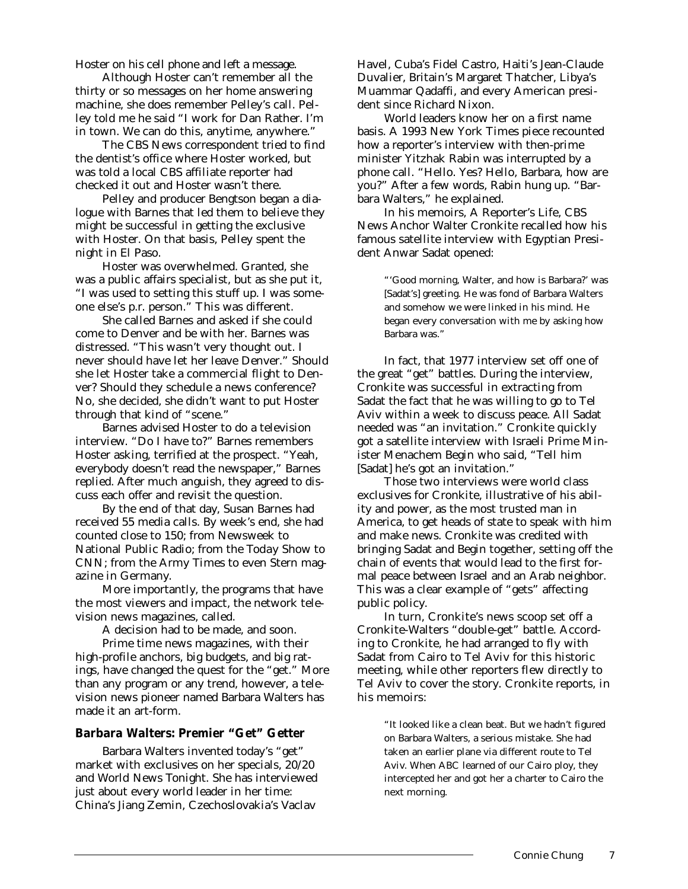Hoster on his cell phone and left a message.

Although Hoster can't remember all the thirty or so messages on her home answering machine, she does remember Pelley's call. Pelley told me he said "I work for Dan Rather. I'm in town. We can do this, anytime, anywhere."

The CBS News correspondent tried to find the dentist's office where Hoster worked, but was told a local CBS affiliate reporter had checked it out and Hoster wasn't there.

Pelley and producer Bengtson began a dialogue with Barnes that led them to believe they might be successful in getting the exclusive with Hoster. On that basis, Pelley spent the night in El Paso.

Hoster was overwhelmed. Granted, she was a public affairs specialist, but as she put it, "I was used to setting this stuff up. I was someone else's p.r. person." This was different.

She called Barnes and asked if she could come to Denver and be with her. Barnes was distressed. "This wasn't very thought out. I never should have let her leave Denver." Should she let Hoster take a commercial flight to Denver? Should they schedule a news conference? No, she decided, she didn't want to put Hoster through that kind of "scene."

Barnes advised Hoster to do a television interview. "Do I have to?" Barnes remembers Hoster asking, terrified at the prospect. "Yeah, everybody doesn't read the newspaper," Barnes replied. After much anguish, they agreed to discuss each offer and revisit the question.

By the end of that day, Susan Barnes had received 55 media calls. By week's end, she had counted close to 150; from *Newsweek* to National Public Radio; from the *Today Show* to CNN; from the *Army Times* to even *Stern* magazine in Germany.

More importantly, the programs that have the most viewers and impact, the network television news magazines, called.

A decision had to be made, and soon.

Prime time news magazines, with their high-profile anchors, big budgets, and big ratings, have changed the quest for the "get." More than any program or any trend, however, a television news pioneer named Barbara Walters has made it an art-form.

### Barbara Walters: Premier "Get" Getter

Barbara Walters invented today's "get" market with exclusives on her specials, *20/20* and *World News Tonight*. She has interviewed just about every world leader in her time: China's Jiang Zemin, Czechoslovakia's Vaclav Havel, Cuba's Fidel Castro, Haiti's Jean-Claude Duvalier, Britain's Margaret Thatcher, Libya's Muammar Qadaffi, and every American president since Richard Nixon.

World leaders know her on a first name basis. A 1993 *New York Times* piece recounted how a reporter's interview with then-prime minister Yitzhak Rabin was interrupted by a phone call. "Hello. Yes? Hello, Barbara, how are you?" After a few words, Rabin hung up. "Barbara Walters," he explained.

In his memoirs, *A Reporter's Life*, CBS News Anchor Walter Cronkite recalled how his famous satellite interview with Egyptian President Anwar Sadat opened:

> "'Good morning, Walter, and how is Barbara?' was [Sadat's] greeting. He was fond of Barbara Walters and somehow we were linked in his mind. He began every conversation with me by asking how Barbara was."

In fact, that 1977 interview set off one of the great "get" battles. During the interview, Cronkite was successful in extracting from Sadat the fact that he was willing to go to Tel Aviv within a week to discuss peace. All Sadat needed was "an invitation." Cronkite quickly got a satellite interview with Israeli Prime Minister Menachem Begin who said, "Tell him [Sadat] he's got an invitation."

Those two interviews were world class exclusives for Cronkite, illustrative of his ability and power, as the most trusted man in America, to get heads of state to speak with him and make news. Cronkite was credited with bringing Sadat and Begin together, setting off the chain of events that would lead to the first formal peace between Israel and an Arab neighbor. This was a clear example of "gets" affecting public policy.

In turn, Cronkite's news scoop set off a Cronkite-Walters "double-get" battle. According to Cronkite, he had arranged to fly with Sadat from Cairo to Tel Aviv for this historic meeting, while other reporters flew directly to Tel Aviv to cover the story. Cronkite reports, in his memoirs:

> "It looked like a clean beat. But we hadn't figured on Barbara Walters, a serious mistake. She had taken an earlier plane via different route to Tel Aviv. When ABC learned of our Cairo ploy, they intercepted her and got her a charter to Cairo the next morning.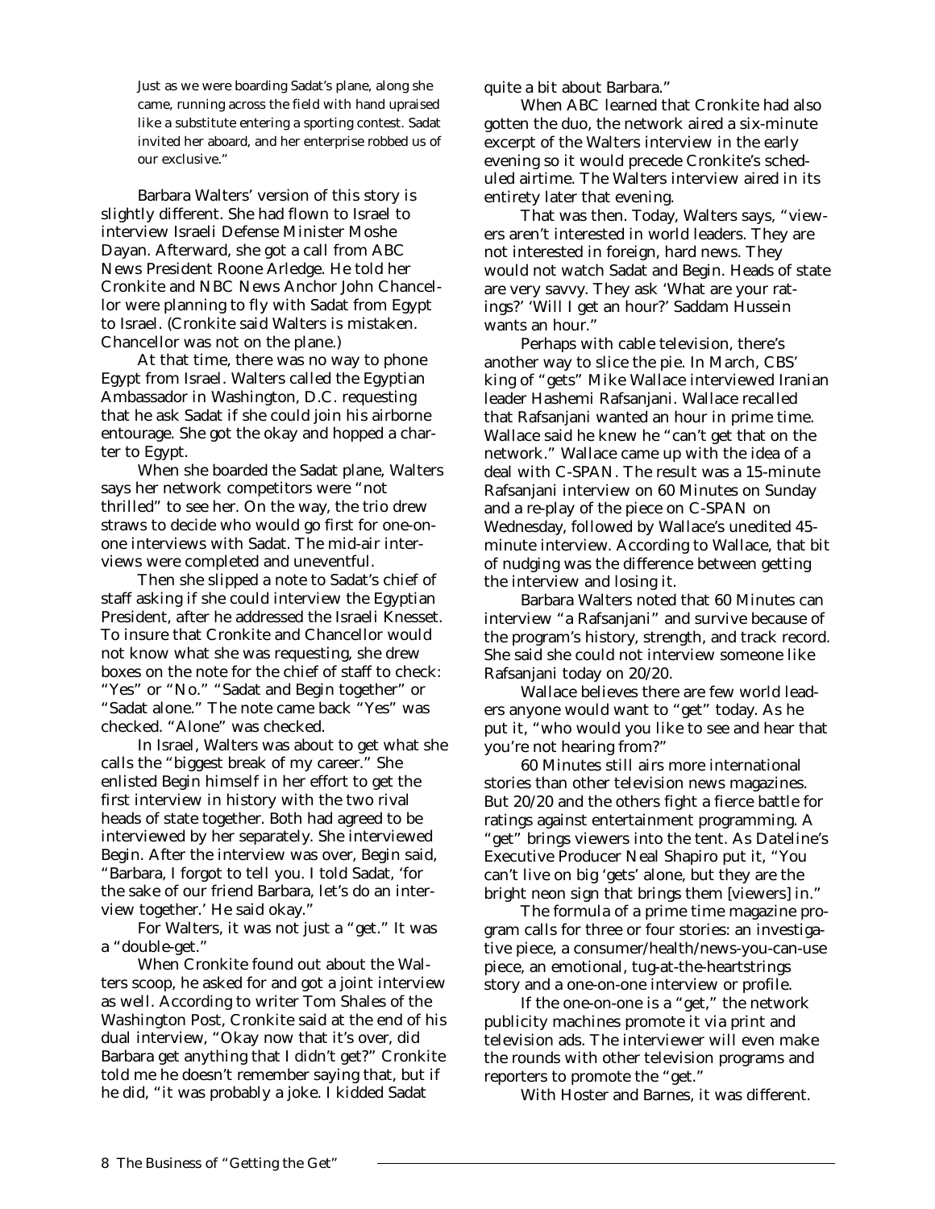> Just as we were boarding Sadat's plane, along she came, running across the field with hand upraised like a substitute entering a sporting contest. Sadat invited her aboard, and her enterprise robbed us of our exclusive."

Barbara Walters' version of this story is slightly different. She had flown to Israel to interview Israeli Defense Minister Moshe Dayan. Afterward, she got a call from ABC News President Roone Arledge. He told her Cronkite and NBC News Anchor John Chancellor were planning to fly with Sadat from Egypt to Israel. (Cronkite said Walters is mistaken. Chancellor was not on the plane.)

At that time, there was no way to phone Egypt from Israel. Walters called the Egyptian Ambassador in Washington, D.C. requesting that he ask Sadat if she could join his airborne entourage. She got the okay and hopped a charter to Egypt.

When she boarded the Sadat plane, Walters says her network competitors were "not thrilled" to see her. On the way, the trio drew straws to decide who would go first for one-on-one interviews with Sadat. The mid-air interviews were completed and uneventful.

Then she slipped a note to Sadat's chief of staff asking if she could interview the Egyptian President, after he addressed the Israeli Knesset. To insure that Cronkite and Chancellor would not know what she was requesting, she drew boxes on the note for the chief of staff to check: "Yes" or "No." "Sadat and Begin together" or "Sadat alone." The note came back "Yes" was checked. "Alone" was checked.

In Israel, Walters was about to get what she calls the "biggest break of my career." She enlisted Begin himself in her effort to get the first interview in history with the two rival heads of state together. Both had agreed to be interviewed by her separately. She interviewed Begin. After the interview was over, Begin said, "Barbara, I forgot to tell you. I told Sadat, 'for the sake of our friend Barbara, let's do an interview together.' He said okay."

For Walters, it was not just a "get." It was a "double-get."

When Cronkite found out about the Walters scoop, he asked for and got a joint interview as well. According to writer Tom Shales of the Washington Post, Cronkite said at the end of his dual interview, "Okay now that it's over, did Barbara get anything that I didn't get?" Cronkite told me he doesn't remember saying that, but if he did, "it was probably a joke. I kidded Sadat quite a bit about Barbara."

When ABC learned that Cronkite had also gotten the duo, the network aired a six-minute excerpt of the Walters interview in the early evening so it would precede Cronkite's scheduled airtime. The Walters interview aired in its entirety later that evening.

That was then. Today, Walters says, "viewers aren't interested in world leaders. They are not interested in foreign, hard news. They would not watch Sadat and Begin. Heads of state are very savvy. They ask 'What are your ratings?' 'Will I get an hour?' Saddam Hussein wants an hour."

Perhaps with cable television, there's another way to slice the pie. In March, CBS' king of "gets" Mike Wallace interviewed Iranian leader Hashemi Rafsanjani. Wallace recalled that Rafsanjani wanted an hour in prime time. Wallace said he knew he "can't get that on the network." Wallace came up with the idea of a deal with C-SPAN. The result was a 15-minute Rafsanjani interview on 60 Minutes on Sunday and a re-play of the piece on C-SPAN on Wednesday, followed by Wallace's unedited 45-minute interview. According to Wallace, that bit of nudging was the difference between getting the interview and losing it.

Barbara Walters noted that 60 Minutes can interview "a Rafsanjani" and survive because of the program's history, strength, and track record. She said she could not interview someone like Rafsanjani today on 20/20.

Wallace believes there are few world leaders anyone would want to "get" today. As he put it, "who would you like to see and hear that you're not hearing from?"

60 Minutes still airs more international stories than other television news magazines. But 20/20 and the others fight a fierce battle for ratings against entertainment programming. A "get" brings viewers into the tent. As Dateline's Executive Producer Neal Shapiro put it, "You can't live on big 'gets' alone, but they are the bright neon sign that brings them [viewers] in."

The formula of a prime time magazine program calls for three or four stories: an investigative piece, a consumer/health/news-you-can-use piece, an emotional, tug-at-the-heartstrings story and a one-on-one interview or profile.

If the one-on-one is a "get," the network publicity machines promote it via print and television ads. The interviewer will even make the rounds with other television programs and reporters to promote the "get."

With Hoster and Barnes, it was different.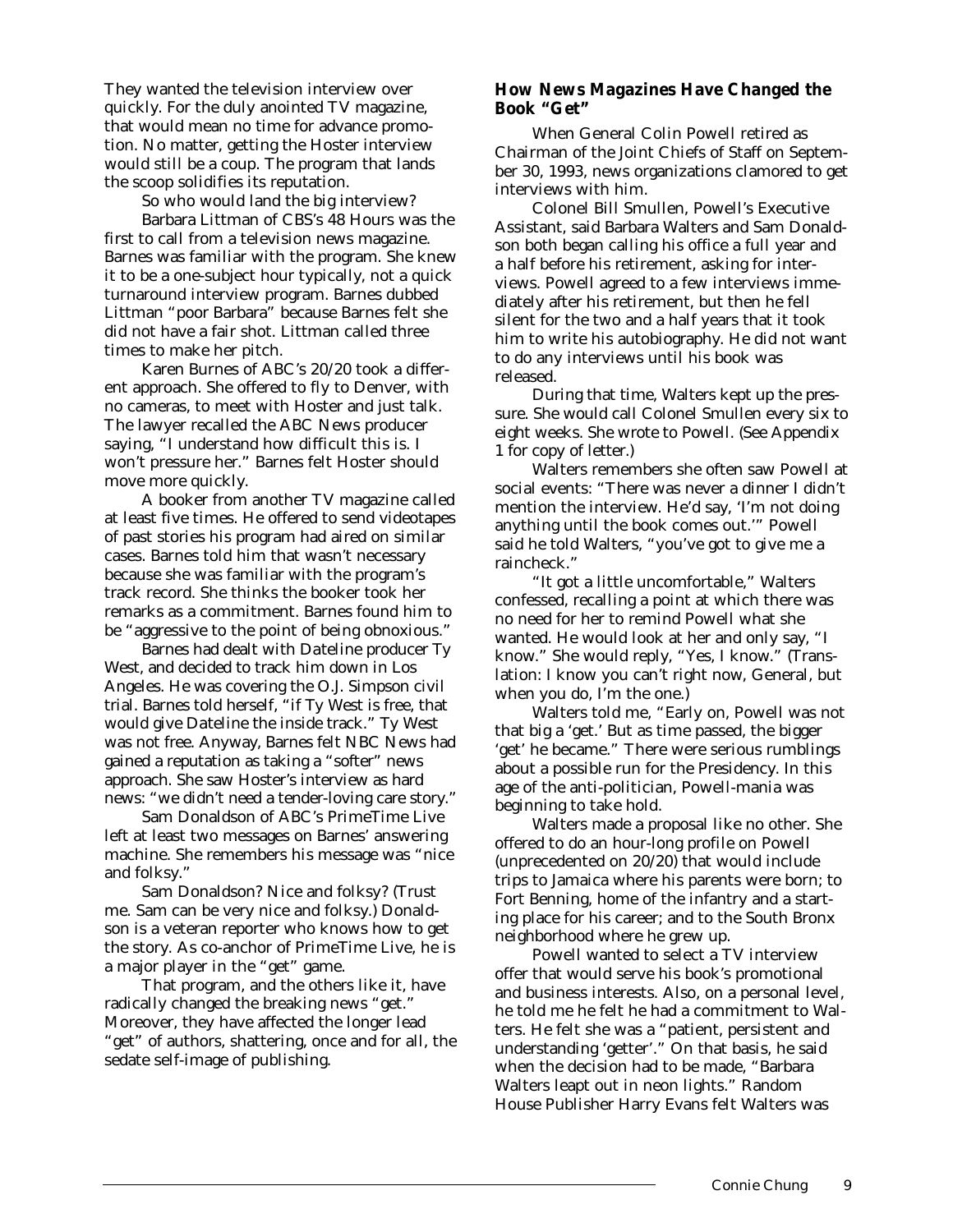They wanted the television interview over quickly. For the duly anointed TV magazine, that would mean no time for advance promotion. No matter, getting the Hoster interview would still be a coup. The program that lands the scoop solidifies its reputation.

So who would land the big interview?

Barbara Littman of CBS's 48 Hours was the first to call from a television news magazine. Barnes was familiar with the program. She knew it to be a one-subject hour typically, not a quick turnaround interview program. Barnes dubbed Littman "poor Barbara" because Barnes felt she did not have a fair shot. Littman called three times to make her pitch.

Karen Burnes of ABC's 20/20 took a different approach. She offered to fly to Denver, with no cameras, to meet with Hoster and just talk. The lawyer recalled the ABC News producer saying, "I understand how difficult this is. I won't pressure her." Barnes felt Hoster should move more quickly.

A booker from another TV magazine called at least five times. He offered to send videotapes of past stories his program had aired on similar cases. Barnes told him that wasn't necessary because she was familiar with the program's track record. She thinks the booker took her remarks as a commitment. Barnes found him to be "aggressive to the point of being obnoxious."

Barnes had dealt with Dateline producer Ty West, and decided to track him down in Los Angeles. He was covering the O.J. Simpson civil trial. Barnes told herself, "if Ty West is free, that would give Dateline the inside track." Ty West was not free. Anyway, Barnes felt NBC News had gained a reputation as taking a "softer" news approach. She saw Hoster's interview as hard news: "we didn't need a tender-loving care story."

Sam Donaldson of ABC's PrimeTime Live left at least two messages on Barnes' answering machine. She remembers his message was "nice and folksy."

Sam Donaldson? Nice and folksy? (Trust me. Sam can be very nice and folksy.) Donaldson is a veteran reporter who knows how to get the story. As co-anchor of PrimeTime Live, he is a major player in the "get" game.

That program, and the others like it, have radically changed the breaking news "get." Moreover, they have affected the longer lead "get" of authors, shattering, once and for all, the sedate self-image of publishing.

### How News Magazines Have Changed the Book "Get"

When General Colin Powell retired as Chairman of the Joint Chiefs of Staff on September 30, 1993, news organizations clamored to get interviews with him.

Colonel Bill Smullen, Powell's Executive Assistant, said Barbara Walters and Sam Donaldson both began calling his office a full year and a half before his retirement, asking for interviews. Powell agreed to a few interviews immediately after his retirement, but then he fell silent for the two and a half years that it took him to write his autobiography. He did not want to do any interviews until his book was released.

During that time, Walters kept up the pressure. She would call Colonel Smullen every six to eight weeks. She wrote to Powell. (See Appendix 1 for copy of letter.)

Walters remembers she often saw Powell at social events: "There was never a dinner I didn't mention the interview. He'd say, 'I'm not doing anything until the book comes out.'" Powell said he told Walters, "you've got to give me a raincheck."

"It got a little uncomfortable," Walters confessed, recalling a point at which there was no need for her to remind Powell what she wanted. He would look at her and only say, "I know." She would reply, "Yes, I know." (Translation: I know you can't right now, General, but when you do, I'm the one.)

Walters told me, "Early on, Powell was not that big a 'get.' But as time passed, the bigger 'get' he became." There were serious rumblings about a possible run for the Presidency. In this age of the anti-politician, Powell-mania was beginning to take hold.

Walters made a proposal like no other. She offered to do an hour-long profile on Powell (unprecedented on 20/20) that would include trips to Jamaica where his parents were born; to Fort Benning, home of the infantry and a starting place for his career; and to the South Bronx neighborhood where he grew up.

Powell wanted to select a TV interview offer that would serve his book's promotional and business interests. Also, on a personal level, he told me he felt he had a commitment to Walters. He felt she was a "patient, persistent and understanding 'getter'." On that basis, he said when the decision had to be made, "Barbara Walters leapt out in neon lights." Random House Publisher Harry Evans felt Walters was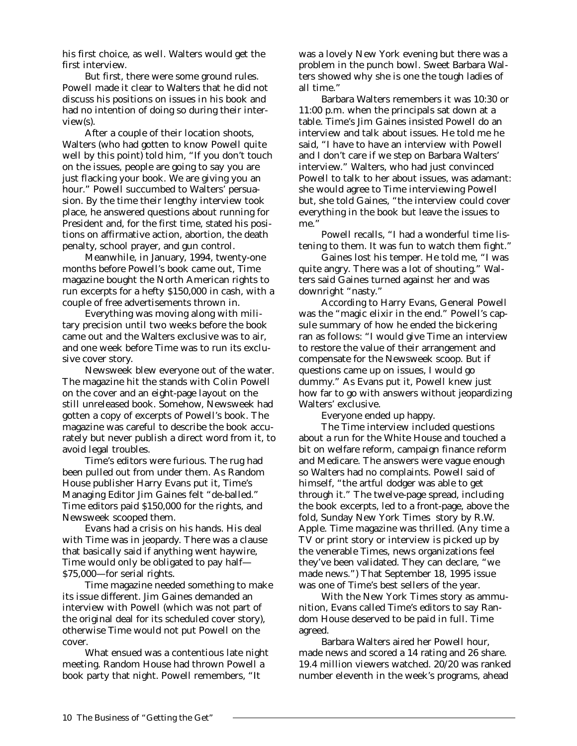his first choice, as well. Walters would get the first interview.

But first, there were some ground rules. Powell made it clear to Walters that he did not discuss his positions on issues in his book and had no intention of doing so during their interview(s).

After a couple of their location shoots, Walters (who had gotten to know Powell quite well by this point) told him, "If you don't touch on the issues, people are going to say you are just flacking your book. We are giving you an hour." Powell succumbed to Walters' persuasion. By the time their lengthy interview took place, he answered questions about running for President and, for the first time, stated his positions on affirmative action, abortion, the death penalty, school prayer, and gun control.

Meanwhile, in January, 1994, twenty-one months before Powell's book came out, Time magazine bought the North American rights to run excerpts for a hefty $150,000 in cash, with a couple of free advertisements thrown in.

Everything was moving along with military precision until two weeks before the book came out and the Walters exclusive was to air, and one week before Time was to run its exclusive cover story.

Newsweek blew everyone out of the water. The magazine hit the stands with Colin Powell on the cover and an eight-page layout on the still unreleased book. Somehow, Newsweek had gotten a copy of excerpts of Powell's book. The magazine was careful to describe the book accurately but never publish a direct word from it, to avoid legal troubles.

Time's editors were furious. The rug had been pulled out from under them. As Random House publisher Harry Evans put it, Time's Managing Editor Jim Gaines felt "de-balled." Time editors paid $150,000 for the rights, and Newsweek scooped them.

Evans had a crisis on his hands. His deal with Time was in jeopardy. There was a clause that basically said if anything went haywire, Time would only be obligated to pay half—$75,000—for serial rights.

Time magazine needed something to make its issue different. Jim Gaines demanded an interview with Powell (which was not part of the original deal for its scheduled cover story), otherwise Time would not put Powell on the cover.

What ensued was a contentious late night meeting. Random House had thrown Powell a book party that night. Powell remembers, "It was a lovely New York evening but there was a problem in the punch bowl. Sweet Barbara Walters showed why she is one the tough ladies of all time."

Barbara Walters remembers it was 10:30 or 11:00 p.m. when the principals sat down at a table. Time's Jim Gaines insisted Powell do an interview and talk about issues. He told me he said, "I have to have an interview with Powell and I don't care if we step on Barbara Walters' interview." Walters, who had just convinced Powell to talk to her about issues, was adamant: she would agree to Time interviewing Powell but, she told Gaines, "the interview could cover everything in the book but leave the issues to me."

Powell recalls, "I had a wonderful time listening to them. It was fun to watch them fight."

Gaines lost his temper. He told me, "I was quite angry. There was a lot of shouting." Walters said Gaines turned against her and was downright "nasty."

According to Harry Evans, General Powell was the "magic elixir in the end." Powell's capsule summary of how he ended the bickering ran as follows: "I would give Time an interview to restore the value of their arrangement and compensate for the Newsweek scoop. But if questions came up on issues, I would go dummy." As Evans put it, Powell knew just how far to go with answers without jeopardizing Walters' exclusive.

Everyone ended up happy.

The Time interview included questions about a run for the White House and touched a bit on welfare reform, campaign finance reform and Medicare. The answers were vague enough so Walters had no complaints. Powell said of himself, "the artful dodger was able to get through it." The twelve-page spread, including the book excerpts, led to a front-page, above the fold, Sunday New York Times story by R.W. Apple. Time magazine was thrilled. (Any time a TV or print story or interview is picked up by the venerable Times, news organizations feel they've been validated. They can declare, "we made news.") That September 18, 1995 issue was one of Time's best sellers of the year.

With the New York Times story as ammunition, Evans called Time's editors to say Random House deserved to be paid in full. Time agreed.

Barbara Walters aired her Powell hour, made news and scored a 14 rating and 26 share. 19.4 million viewers watched. 20/20 was ranked number eleventh in the week's programs, ahead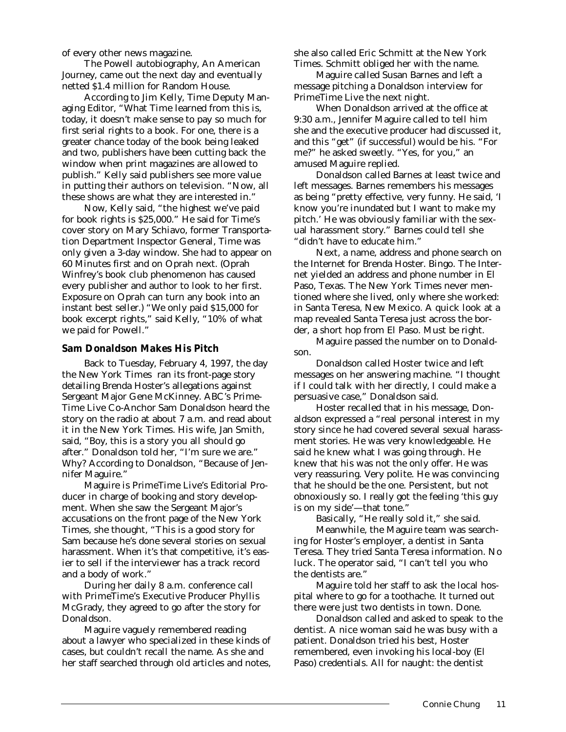of every other news magazine.

The Powell autobiography, An American Journey, came out the next day and eventually netted $1.4 million for Random House.

According to Jim Kelly, Time Deputy Managing Editor, "What Time learned from this is, today, it doesn't make sense to pay so much for first serial rights to a book. For one, there is a greater chance today of the book being leaked and two, publishers have been cutting back the window when print magazines are allowed to publish." Kelly said publishers see more value in putting their authors on television. "Now, all these shows are what they are interested in."

Now, Kelly said, "the highest we've paid for book rights is $25,000." He said for Time's cover story on Mary Schiavo, former Transportation Department Inspector General, Time was only given a 3-day window. She had to appear on 60 Minutes first and on Oprah next. (Oprah Winfrey's book club phenomenon has caused every publisher and author to look to her first. Exposure on Oprah can turn any book into an instant best seller.) "We only paid $15,000 for book excerpt rights," said Kelly, "10% of what we paid for Powell."

### Sam Donaldson Makes His Pitch

Back to Tuesday, February 4, 1997, the day the New York Times ran its front-page story detailing Brenda Hoster's allegations against Sergeant Major Gene McKinney. ABC's PrimeTime Live Co-Anchor Sam Donaldson heard the story on the radio at about 7 a.m. and read about it in the New York Times. His wife, Jan Smith, said, "Boy, this is a story you all should go after." Donaldson told her, "I'm sure we are." Why? According to Donaldson, "Because of Jennifer Maguire."

Maguire is PrimeTime Live's Editorial Producer in charge of booking and story development. When she saw the Sergeant Major's accusations on the front page of the New York Times, she thought, "This is a good story for Sam because he's done several stories on sexual harassment. When it's that competitive, it's easier to sell if the interviewer has a track record and a body of work."

During her daily 8 a.m. conference call with PrimeTime's Executive Producer Phyllis McGrady, they agreed to go after the story for Donaldson.

Maguire vaguely remembered reading about a lawyer who specialized in these kinds of cases, but couldn't recall the name. As she and her staff searched through old articles and notes, she also called Eric Schmitt at the New York Times. Schmitt obliged her with the name.

Maguire called Susan Barnes and left a message pitching a Donaldson interview for PrimeTime Live the next night.

When Donaldson arrived at the office at 9:30 a.m., Jennifer Maguire called to tell him she and the executive producer had discussed it, and this "get" (if successful) would be his. "For me?" he asked sweetly. "Yes, for you," an amused Maguire replied.

Donaldson called Barnes at least twice and left messages. Barnes remembers his messages as being "pretty effective, very funny. He said, 'I know you're inundated but I want to make my pitch.' He was obviously familiar with the sexual harassment story." Barnes could tell she "didn't have to educate him."

Next, a name, address and phone search on the Internet for Brenda Hoster. Bingo. The Internet yielded an address and phone number in El Paso, Texas. The New York Times never mentioned where she lived, only where she worked: in Santa Teresa, New Mexico. A quick look at a map revealed Santa Teresa just across the border, a short hop from El Paso. Must be right.

Maguire passed the number on to Donaldson.

Donaldson called Hoster twice and left messages on her answering machine. "I thought if I could talk with her directly, I could make a persuasive case," Donaldson said.

Hoster recalled that in his message, Donaldson expressed a "real personal interest in my story since he had covered several sexual harassment stories. He was very knowledgeable. He said he knew what I was going through. He knew that his was not the only offer. He was very reassuring. Very polite. He was convincing that he should be the one. Persistent, but not obnoxiously so. I really got the feeling 'this guy is on my side'—that tone."

Basically, "He really sold it," she said.

Meanwhile, the Maguire team was searching for Hoster's employer, a dentist in Santa Teresa. They tried Santa Teresa information. No luck. The operator said, "I can't tell you who the dentists are."

Maguire told her staff to ask the local hospital where to go for a toothache. It turned out there were just two dentists in town. Done.

Donaldson called and asked to speak to the dentist. A nice woman said he was busy with a patient. Donaldson tried his best, Hoster remembered, even invoking his local-boy (El Paso) credentials. All for naught: the dentist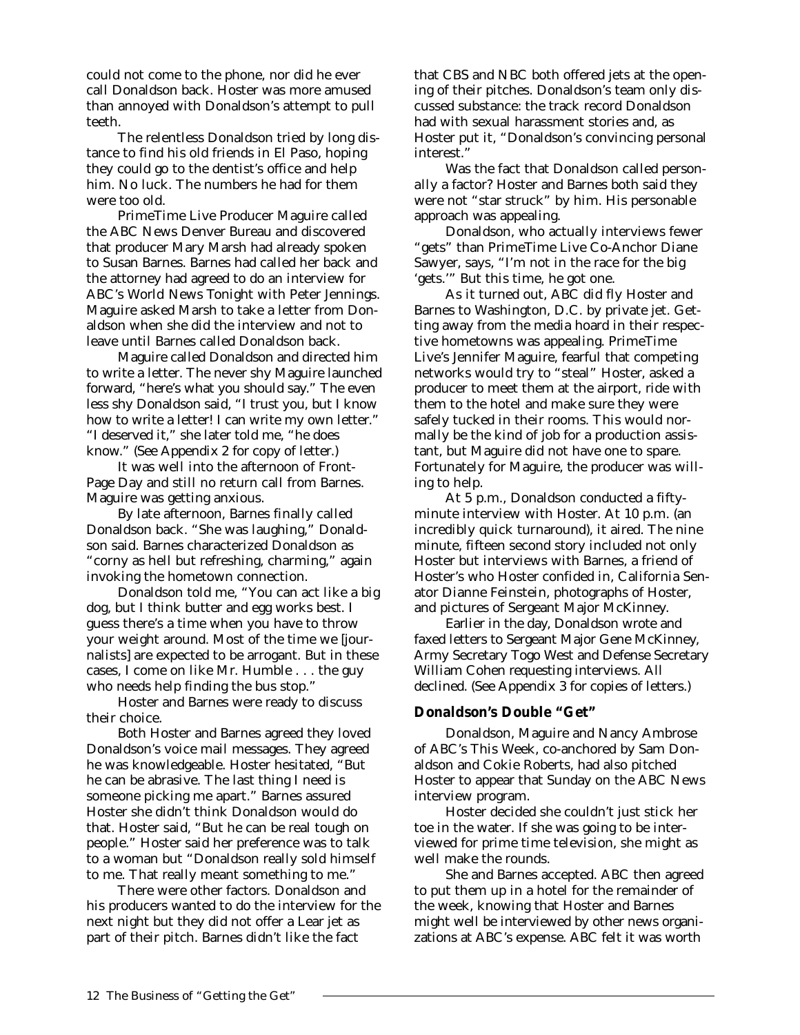could not come to the phone, nor did he ever call Donaldson back. Hoster was more amused than annoyed with Donaldson's attempt to pull teeth.

The relentless Donaldson tried by long distance to find his old friends in El Paso, hoping they could go to the dentist's office and help him. No luck. The numbers he had for them were too old.

PrimeTime Live Producer Maguire called the ABC News Denver Bureau and discovered that producer Mary Marsh had already spoken to Susan Barnes. Barnes had called her back and the attorney had agreed to do an interview for ABC's World News Tonight with Peter Jennings. Maguire asked Marsh to take a letter from Donaldson when she did the interview and not to leave until Barnes called Donaldson back.

Maguire called Donaldson and directed him to write a letter. The never shy Maguire launched forward, "here's what you should say." The even less shy Donaldson said, "I trust you, but I know how to write a letter! I can write my own letter." "I deserved it," she later told me, "he does know." (See Appendix 2 for copy of letter.)

It was well into the afternoon of Front-Page Day and still no return call from Barnes. Maguire was getting anxious.

By late afternoon, Barnes finally called Donaldson back. "She was laughing," Donaldson said. Barnes characterized Donaldson as "corny as hell but refreshing, charming," again invoking the hometown connection.

Donaldson told me, "You can act like a big dog, but I think butter and egg works best. I guess there's a time when you have to throw your weight around. Most of the time we [journalists] are expected to be arrogant. But in these cases, I come on like Mr. Humble . . . the guy who needs help finding the bus stop."

Hoster and Barnes were ready to discuss their choice.

Both Hoster and Barnes agreed they loved Donaldson's voice mail messages. They agreed he was knowledgeable. Hoster hesitated, "But he can be abrasive. The last thing I need is someone picking me apart." Barnes assured Hoster she didn't think Donaldson would do that. Hoster said, "But he can be real tough on people." Hoster said her preference was to talk to a woman but "Donaldson really sold himself to me. That really meant something to me."

There were other factors. Donaldson and his producers wanted to do the interview for the next night but they did not offer a Lear jet as part of their pitch. Barnes didn't like the fact that CBS and NBC both offered jets at the opening of their pitches. Donaldson's team only discussed substance: the track record Donaldson had with sexual harassment stories and, as Hoster put it, "Donaldson's convincing personal interest."

Was the fact that Donaldson called personally a factor? Hoster and Barnes both said they were not "star struck" by him. His personable approach was appealing.

Donaldson, who actually interviews fewer "gets" than PrimeTime Live Co-Anchor Diane Sawyer, says, "I'm not in the race for the big 'gets.'" But this time, he got one.

As it turned out, ABC did fly Hoster and Barnes to Washington, D.C. by private jet. Getting away from the media hoard in their respective hometowns was appealing. PrimeTime Live's Jennifer Maguire, fearful that competing networks would try to "steal" Hoster, asked a producer to meet them at the airport, ride with them to the hotel and make sure they were safely tucked in their rooms. This would normally be the kind of job for a production assistant, but Maguire did not have one to spare. Fortunately for Maguire, the producer was willing to help.

At 5 p.m., Donaldson conducted a fifty-minute interview with Hoster. At 10 p.m. (an incredibly quick turnaround), it aired. The nine minute, fifteen second story included not only Hoster but interviews with Barnes, a friend of Hoster's who Hoster confided in, California Senator Dianne Feinstein, photographs of Hoster, and pictures of Sergeant Major McKinney.

Earlier in the day, Donaldson wrote and faxed letters to Sergeant Major Gene McKinney, Army Secretary Togo West and Defense Secretary William Cohen requesting interviews. All declined. (See Appendix 3 for copies of letters.)

### Donaldson's Double "Get"

Donaldson, Maguire and Nancy Ambrose of ABC's This Week, co-anchored by Sam Donaldson and Cokie Roberts, had also pitched Hoster to appear that Sunday on the ABC News interview program.

Hoster decided she couldn't just stick her toe in the water. If she was going to be interviewed for prime time television, she might as well make the rounds.

She and Barnes accepted. ABC then agreed to put them up in a hotel for the remainder of the week, knowing that Hoster and Barnes might well be interviewed by other news organizations at ABC's expense. ABC felt it was worth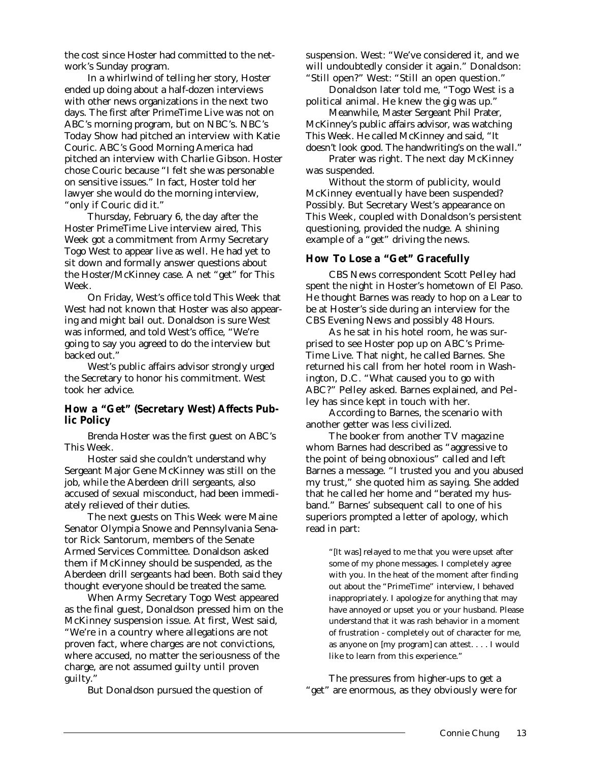the cost since Hoster had committed to the network's Sunday program.

In a whirlwind of telling her story, Hoster ended up doing about a half-dozen interviews with other news organizations in the next two days. The first after PrimeTime Live was not on ABC's morning program, but on NBC's. NBC's Today Show had pitched an interview with Katie Couric. ABC's Good Morning America had pitched an interview with Charlie Gibson. Hoster chose Couric because "I felt she was personable on sensitive issues." In fact, Hoster told her lawyer she would do the morning interview, "only if Couric did it."

Thursday, February 6, the day after the Hoster PrimeTime Live interview aired, This Week got a commitment from Army Secretary Togo West to appear live as well. He had yet to sit down and formally answer questions about the Hoster/McKinney case. A net "get" for This Week.

On Friday, West's office told This Week that West had not known that Hoster was also appearing and might bail out. Donaldson is sure West was informed, and told West's office, "We're going to say you agreed to do the interview but backed out."

West's public affairs advisor strongly urged the Secretary to honor his commitment. West took her advice.

### How a "Get" (Secretary West) Affects Public Policy

Brenda Hoster was the first guest on ABC's This Week.

Hoster said she couldn't understand why Sergeant Major Gene McKinney was still on the job, while the Aberdeen drill sergeants, also accused of sexual misconduct, had been immediately relieved of their duties.

The next guests on This Week were Maine Senator Olympia Snowe and Pennsylvania Senator Rick Santorum, members of the Senate Armed Services Committee. Donaldson asked them if McKinney should be suspended, as the Aberdeen drill sergeants had been. Both said they thought everyone should be treated the same.

When Army Secretary Togo West appeared as the final guest, Donaldson pressed him on the McKinney suspension issue. At first, West said, "We're in a country where allegations are not proven fact, where charges are not convictions, where accused, no matter the seriousness of the charge, are not assumed guilty until proven guilty."

But Donaldson pursued the question of suspension. West: "We've considered it, and we will undoubtedly consider it again." Donaldson: "Still open?" West: "Still an open question."

Donaldson later told me, "Togo West is a political animal. He knew the gig was up."

Meanwhile, Master Sergeant Phil Prater, McKinney's public affairs advisor, was watching This Week. He called McKinney and said, "It doesn't look good. The handwriting's on the wall."

Prater was right. The next day McKinney was suspended.

Without the storm of publicity, would McKinney eventually have been suspended? Possibly. But Secretary West's appearance on This Week, coupled with Donaldson's persistent questioning, provided the nudge. A shining example of a "get" driving the news.

### How To Lose a "Get" Gracefully

CBS News correspondent Scott Pelley had spent the night in Hoster's hometown of El Paso. He thought Barnes was ready to hop on a Lear to be at Hoster's side during an interview for the CBS Evening News and possibly 48 Hours.

As he sat in his hotel room, he was surprised to see Hoster pop up on ABC's PrimeTime Live. That night, he called Barnes. She returned his call from her hotel room in Washington, D.C. "What caused you to go with ABC?" Pelley asked. Barnes explained, and Pelley has since kept in touch with her.

According to Barnes, the scenario with another getter was less civilized.

The booker from another TV magazine whom Barnes had described as "aggressive to the point of being obnoxious" called and left Barnes a message. "I trusted you and you abused my trust," she quoted him as saying. She added that he called her home and "berated my husband." Barnes' subsequent call to one of his superiors prompted a letter of apology, which read in part:

> "[It was] relayed to me that you were upset after some of my phone messages. I completely agree with you. In the heat of the moment after finding out about the "PrimeTime" interview, I behaved inappropriately. I apologize for anything that may have annoyed or upset you or your husband. Please understand that it was rash behavior in a moment of frustration - completely out of character for me, as anyone on [my program] can attest. . . . I would like to learn from this experience."

The pressures from higher-ups to get a "get" are enormous, as they obviously were for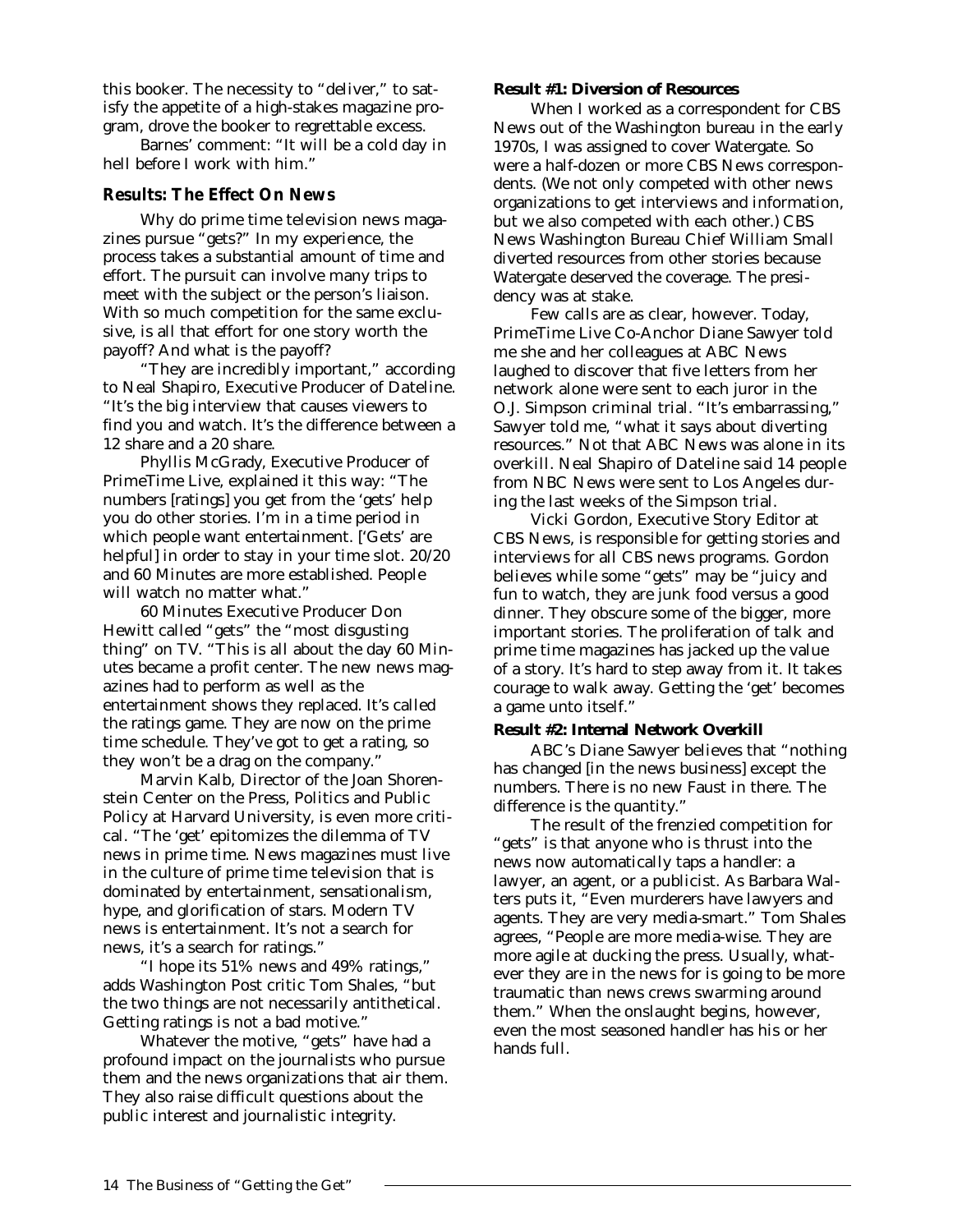this booker. The necessity to "deliver," to satisfy the appetite of a high-stakes magazine program, drove the booker to regrettable excess.

Barnes' comment: "It will be a cold day in hell before I work with him."

## Results: The Effect On News

Why do prime time television news magazines pursue "gets?" In my experience, the process takes a substantial amount of time and effort. The pursuit can involve many trips to meet with the subject or the person's liaison. With so much competition for the same exclusive, is all that effort for one story worth the payoff? And what is the payoff?

"They are incredibly important," according to Neal Shapiro, Executive Producer of Dateline. "It's the big interview that causes viewers to find you and watch. It's the difference between a 12 share and a 20 share.

Phyllis McGrady, Executive Producer of PrimeTime Live, explained it this way: "The numbers [ratings] you get from the 'gets' help you do other stories. I'm in a time period in which people want entertainment. ['Gets' are helpful] in order to stay in your time slot. 20/20 and 60 Minutes are more established. People will watch no matter what."

60 Minutes Executive Producer Don Hewitt called "gets" the "most disgusting thing" on TV. "This is all about the day 60 Minutes became a profit center. The new news magazines had to perform as well as the entertainment shows they replaced. It's called the ratings game. They are now on the prime time schedule. They've got to get a rating, so they won't be a drag on the company."

Marvin Kalb, Director of the Joan Shorenstein Center on the Press, Politics and Public Policy at Harvard University, is even more critical. "The 'get' epitomizes the dilemma of TV news in prime time. News magazines must live in the culture of prime time television that is dominated by entertainment, sensationalism, hype, and glorification of stars. Modern TV news is entertainment. It's not a search for news, it's a search for ratings."

"I hope its 51% news and 49% ratings," adds Washington Post critic Tom Shales, "but the two things are not necessarily antithetical. Getting ratings is not a bad motive."

Whatever the motive, "gets" have had a profound impact on the journalists who pursue them and the news organizations that air them. They also raise difficult questions about the public interest and journalistic integrity.

**Result #1: Diversion of Resources**

When I worked as a correspondent for CBS News out of the Washington bureau in the early 1970s, I was assigned to cover Watergate. So were a half-dozen or more CBS News correspondents. (We not only competed with other news organizations to get interviews and information, but we also competed with each other.) CBS News Washington Bureau Chief William Small diverted resources from other stories because Watergate deserved the coverage. The presidency was at stake.

Few calls are as clear, however. Today, PrimeTime Live Co-Anchor Diane Sawyer told me she and her colleagues at ABC News laughed to discover that five letters from her network alone were sent to each juror in the O.J. Simpson criminal trial. "It's embarrassing," Sawyer told me, "what it says about diverting resources." Not that ABC News was alone in its overkill. Neal Shapiro of Dateline said 14 people from NBC News were sent to Los Angeles during the last weeks of the Simpson trial.

Vicki Gordon, Executive Story Editor at CBS News, is responsible for getting stories and interviews for all CBS news programs. Gordon believes while some "gets" may be "juicy and fun to watch, they are junk food versus a good dinner. They obscure some of the bigger, more important stories. The proliferation of talk and prime time magazines has jacked up the value of a story. It's hard to step away from it. It takes courage to walk away. Getting the 'get' becomes a game unto itself."

**Result #2: Internal Network Overkill**

ABC's Diane Sawyer believes that "nothing has changed [in the news business] except the numbers. There is no new Faust in there. The difference is the quantity."

The result of the frenzied competition for "gets" is that anyone who is thrust into the news now automatically taps a handler: a lawyer, an agent, or a publicist. As Barbara Walters puts it, "Even murderers have lawyers and agents. They are very media-smart." Tom Shales agrees, "People are more media-wise. They are more agile at ducking the press. Usually, whatever they are in the news for is going to be more traumatic than news crews swarming around them." When the onslaught begins, however, even the most seasoned handler has his or her hands full.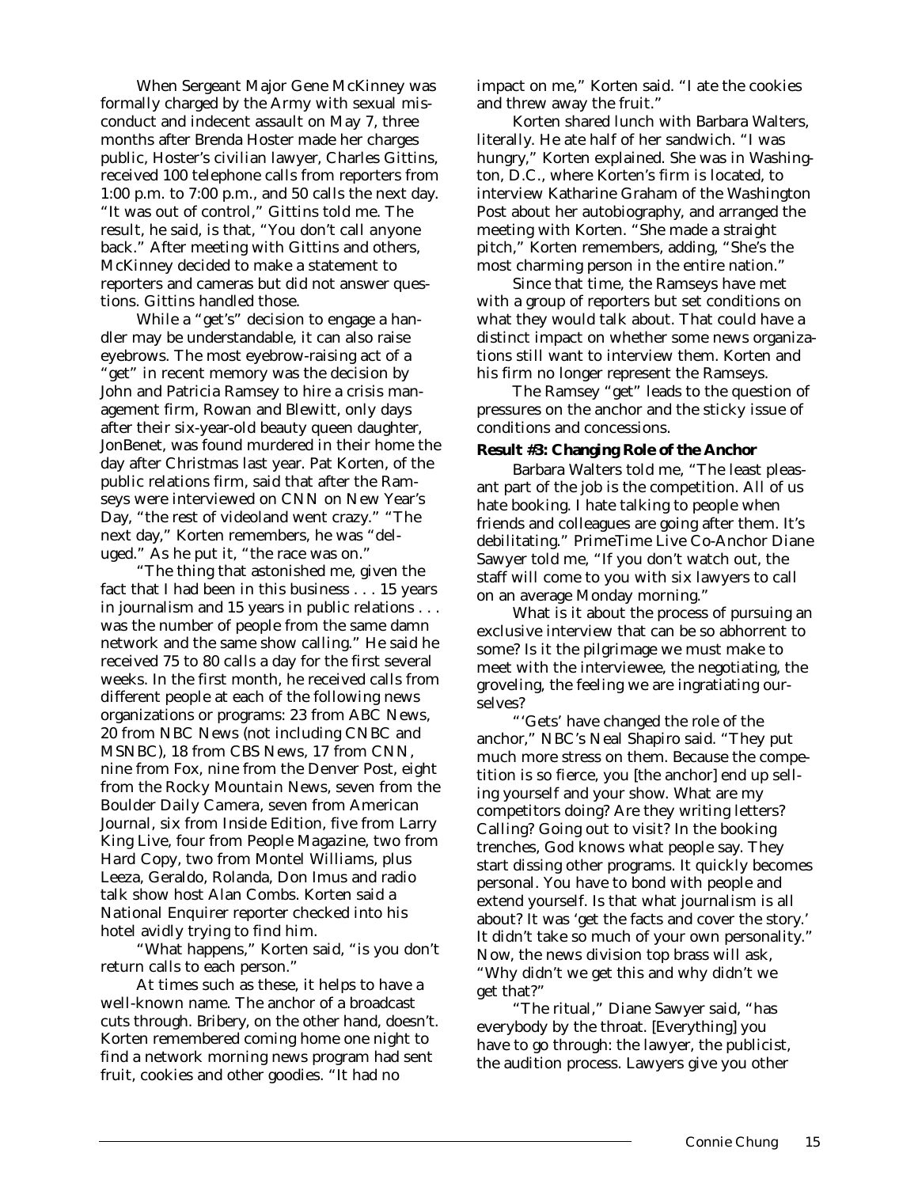When Sergeant Major Gene McKinney was formally charged by the Army with sexual misconduct and indecent assault on May 7, three months after Brenda Hoster made her charges public, Hoster's civilian lawyer, Charles Gittins, received 100 telephone calls from reporters from 1:00 p.m. to 7:00 p.m., and 50 calls the next day. "It was out of control," Gittins told me. The result, he said, is that, "You don't call anyone back." After meeting with Gittins and others, McKinney decided to make a statement to reporters and cameras but did not answer questions. Gittins handled those.

While a "get's" decision to engage a handler may be understandable, it can also raise eyebrows. The most eyebrow-raising act of a "get" in recent memory was the decision by John and Patricia Ramsey to hire a crisis management firm, Rowan and Blewitt, only days after their six-year-old beauty queen daughter, JonBenet, was found murdered in their home the day after Christmas last year. Pat Korten, of the public relations firm, said that after the Ramseys were interviewed on CNN on New Year's Day, "the rest of videoland went crazy." "The next day," Korten remembers, he was "deluged." As he put it, "the race was on."

"The thing that astonished me, given the fact that I had been in this business . . . 15 years in journalism and 15 years in public relations . . . was the number of people from the same damn network and the same show calling." He said he received 75 to 80 calls a day for the first several weeks. In the first month, he received calls from different people at each of the following news organizations or programs: 23 from ABC News, 20 from NBC News (not including CNBC and MSNBC), 18 from CBS News, 17 from CNN, nine from Fox, nine from the Denver Post, eight from the Rocky Mountain News, seven from the Boulder Daily Camera, seven from American Journal, six from Inside Edition, five from Larry King Live, four from People Magazine, two from Hard Copy, two from Montel Williams, plus Leeza, Geraldo, Rolanda, Don Imus and radio talk show host Alan Combs. Korten said a National Enquirer reporter checked into his hotel avidly trying to find him.

"What happens," Korten said, "is you don't return calls to each person."

At times such as these, it helps to have a well-known name. The anchor of a broadcast cuts through. Bribery, on the other hand, doesn't. Korten remembered coming home one night to find a network morning news program had sent fruit, cookies and other goodies. "It had no impact on me," Korten said. "I ate the cookies and threw away the fruit."

Korten shared lunch with Barbara Walters, literally. He ate half of her sandwich. "I was hungry," Korten explained. She was in Washington, D.C., where Korten's firm is located, to interview Katharine Graham of the Washington Post about her autobiography, and arranged the meeting with Korten. "She made a straight pitch," Korten remembers, adding, "She's the most charming person in the entire nation."

Since that time, the Ramseys have met with a group of reporters but set conditions on what they would talk about. That could have a distinct impact on whether some news organizations still want to interview them. Korten and his firm no longer represent the Ramseys.

The Ramsey "get" leads to the question of pressures on the anchor and the sticky issue of conditions and concessions.

**Result #3: Changing Role of the Anchor**

Barbara Walters told me, "The least pleasant part of the job is the competition. All of us hate booking. I hate talking to people when friends and colleagues are going after them. It's debilitating." PrimeTime Live Co-Anchor Diane Sawyer told me, "If you don't watch out, the staff will come to you with six lawyers to call on an average Monday morning."

What is it about the process of pursuing an exclusive interview that can be so abhorrent to some? Is it the pilgrimage we must make to meet with the interviewee, the negotiating, the groveling, the feeling we are ingratiating ourselves?

"'Gets' have changed the role of the anchor," NBC's Neal Shapiro said. "They put much more stress on them. Because the competition is so fierce, you [the anchor] end up selling yourself and your show. What are my competitors doing? Are they writing letters? Calling? Going out to visit? In the booking trenches, God knows what people say. They start dissing other programs. It quickly becomes personal. You have to bond with people and extend yourself. Is that what journalism is all about? It was 'get the facts and cover the story.' It didn't take so much of your own personality." Now, the news division top brass will ask, "Why didn't we get this and why didn't we get that?"

"The ritual," Diane Sawyer said, "has everybody by the throat. [Everything] you have to go through: the lawyer, the publicist, the audition process. Lawyers give you other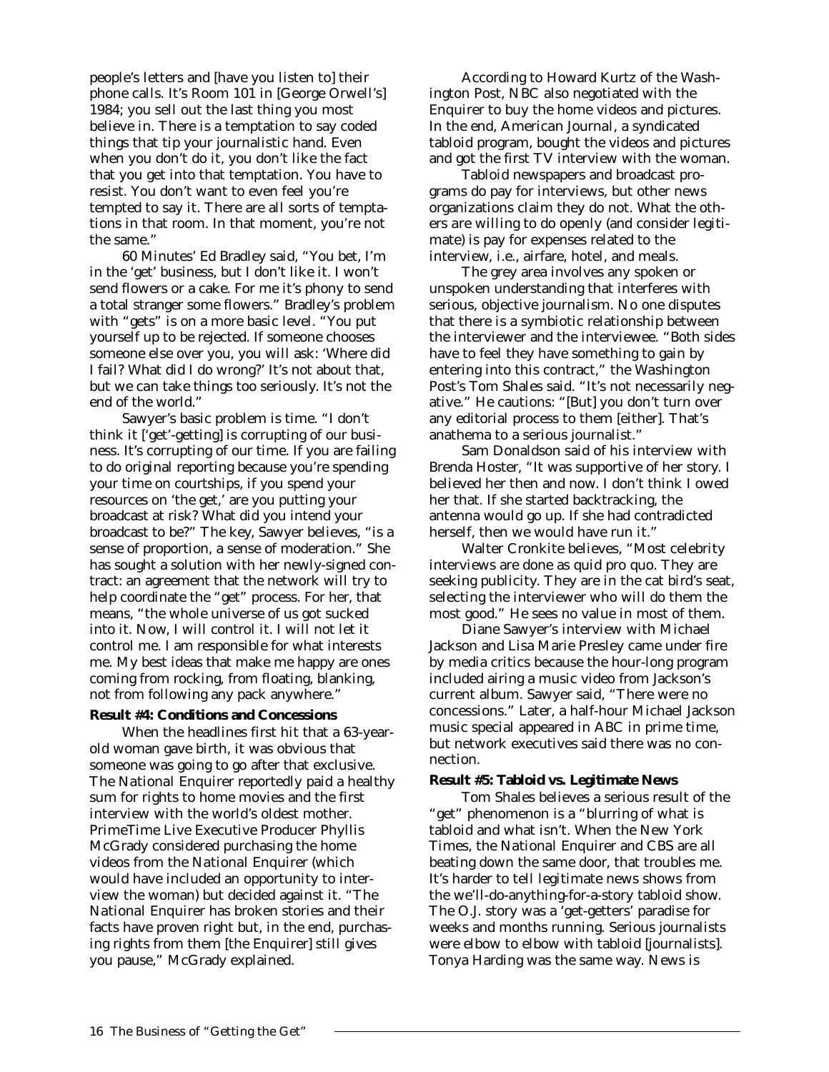people's letters and [have you listen to] their phone calls. It's Room 101 in [George Orwell's] 1984; you sell out the last thing you most believe in. There is a temptation to say coded things that tip your journalistic hand. Even when you don't do it, you don't like the fact that you get into that temptation. You have to resist. You don't want to even feel you're tempted to say it. There are all sorts of temptations in that room. In that moment, you're not the same."

60 Minutes' Ed Bradley said, "You bet, I'm in the 'get' business, but I don't like it. I won't send flowers or a cake. For me it's phony to send a total stranger some flowers." Bradley's problem with "gets" is on a more basic level. "You put yourself up to be rejected. If someone chooses someone else over you, you will ask: 'Where did I fail? What did I do wrong?' It's not about that, but we can take things too seriously. It's not the end of the world."

Sawyer's basic problem is time. "I don't think it ['get'-getting] is corrupting of our business. It's corrupting of our time. If you are failing to do original reporting because you're spending your time on courtships, if you spend your resources on 'the get,' are you putting your broadcast at risk? What did you intend your broadcast to be?" The key, Sawyer believes, "is a sense of proportion, a sense of moderation." She has sought a solution with her newly-signed contract: an agreement that the network will try to help coordinate the "get" process. For her, that means, "the whole universe of us got sucked into it. Now, I will control it. I will not let it control me. I am responsible for what interests me. My best ideas that make me happy are ones coming from rocking, from floating, blanking, not from following any pack anywhere."

**Result #4: Conditions and Concessions**

When the headlines first hit that a 63-year-old woman gave birth, it was obvious that someone was going to go after that exclusive. *The National Enquirer* reportedly paid a healthy sum for rights to home movies and the first interview with the world's oldest mother. PrimeTime Live Executive Producer Phyllis McGrady considered purchasing the home videos from the *National Enquirer* (which would have included an opportunity to interview the woman) but decided against it. "The *National Enquirer* has broken stories and their facts have proven right but, in the end, purchasing rights from them [the *Enquirer*] still gives you pause," McGrady explained.

According to Howard Kurtz of the *Washington Post*, NBC also negotiated with the *Enquirer* to buy the home videos and pictures. In the end, *American Journal*, a syndicated tabloid program, bought the videos and pictures and got the first TV interview with the woman.

Tabloid newspapers and broadcast programs do pay for interviews, but other news organizations claim they do not. What the others are willing to do openly (and consider legitimate) is pay for expenses related to the interview, i.e., airfare, hotel, and meals.

The grey area involves any spoken or unspoken understanding that interferes with serious, objective journalism. No one disputes that there is a symbiotic relationship between the interviewer and the interviewee. "Both sides have to feel they have something to gain by entering into this contract," the *Washington Post's* Tom Shales said. "It's not necessarily negative." He cautions: "[But] you don't turn over any editorial process to them [either]. That's anathema to a serious journalist."

Sam Donaldson said of his interview with Brenda Hoster, "It was supportive of her story. I believed her then and now. I don't think I owed her that. If she started backtracking, the antenna would go up. If she had contradicted herself, then we would have run it."

Walter Cronkite believes, "Most celebrity interviews are done as quid pro quo. They are seeking publicity. They are in the cat bird's seat, selecting the interviewer who will do them the most good." He sees no value in most of them.

Diane Sawyer's interview with Michael Jackson and Lisa Marie Presley came under fire by media critics because the hour-long program included airing a music video from Jackson's current album. Sawyer said, "There were no concessions." Later, a half-hour Michael Jackson music special appeared in ABC in prime time, but network executives said there was no connection.

**Result #5: Tabloid vs. Legitimate News**

Tom Shales believes a serious result of the "get" phenomenon is a "blurring of what is tabloid and what isn't. When the *New York Times*, the *National Enquirer* and CBS are all beating down the same door, that troubles me. It's harder to tell legitimate news shows from the we'll-do-anything-for-a-story tabloid show. The O.J. story was a 'get-getters' paradise for weeks and months running. Serious journalists were elbow to elbow with tabloid [journalists]. Tonya Harding was the same way. News is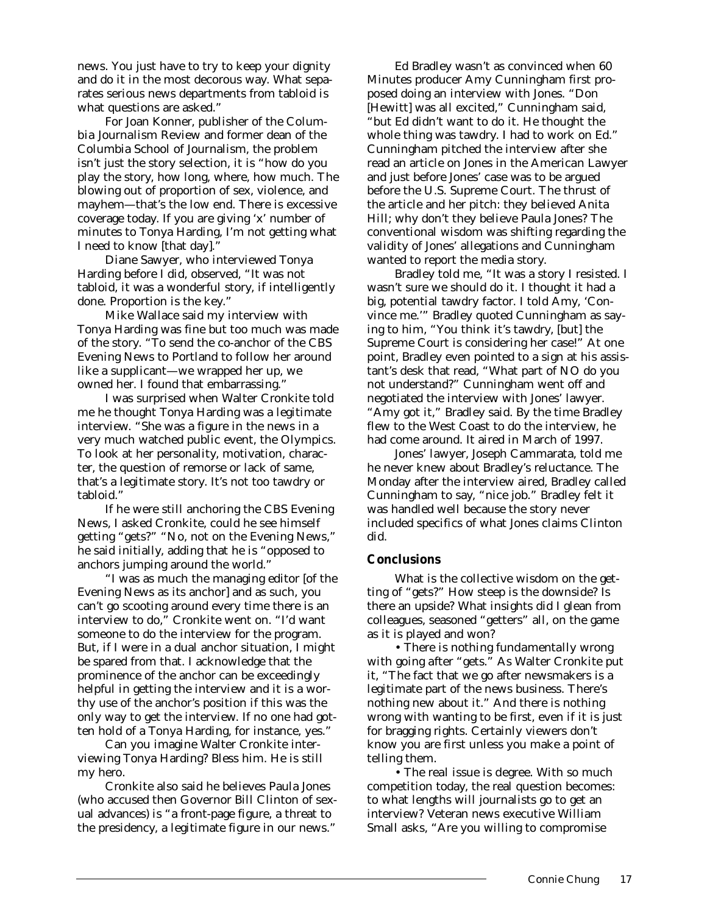news. You just have to try to keep your dignity and do it in the most decorous way. What separates serious news departments from tabloid is what questions are asked."

For Joan Konner, publisher of the *Columbia Journalism Review* and former dean of the Columbia School of Journalism, the problem isn't just the story selection, it is "how do you play the story, how long, where, how much. The blowing out of proportion of sex, violence, and mayhem—that's the low end. There is excessive coverage today. If you are giving 'x' number of minutes to Tonya Harding, I'm not getting what I need to know [that day]."

Diane Sawyer, who interviewed Tonya Harding before I did, observed, "It was not tabloid, it was a wonderful story, if intelligently done. Proportion is the key."

Mike Wallace said my interview with Tonya Harding was fine but too much was made of the story. "To send the co-anchor of the CBS Evening News to Portland to follow her around like a supplicant—we wrapped her up, we owned her. I found that embarrassing."

I was surprised when Walter Cronkite told me he thought Tonya Harding was a legitimate interview. "She was a figure in the news in a very much watched public event, the Olympics. To look at her personality, motivation, character, the question of remorse or lack of same, that's a legitimate story. It's not too tawdry or tabloid."

If he were still anchoring the CBS Evening News, I asked Cronkite, could he see himself getting "gets?" "No, not on the Evening News," he said initially, adding that he is "opposed to anchors jumping around the world."

"I was as much the managing editor [of the Evening News as its anchor] and as such, you can't go scooting around every time there is an interview to do," Cronkite went on. "I'd want someone to do the interview for the program. But, if I were in a dual anchor situation, I might be spared from that. I acknowledge that the prominence of the anchor can be exceedingly helpful in getting the interview and it is a worthy use of the anchor's position if this was the only way to get the interview. If no one had gotten hold of a Tonya Harding, for instance, yes."

Can you imagine Walter Cronkite interviewing Tonya Harding? Bless him. He is still my hero.

Cronkite also said he believes Paula Jones (who accused then Governor Bill Clinton of sexual advances) is "a front-page figure, a threat to the presidency, a legitimate figure in our news."

Ed Bradley wasn't as convinced when *60 Minutes* producer Amy Cunningham first proposed doing an interview with Jones. "Don [Hewitt] was all excited," Cunningham said, "but Ed didn't want to do it. He thought the whole thing was tawdry. I had to work on Ed." Cunningham pitched the interview after she read an article on Jones in the *American Lawyer* and just before Jones' case was to be argued before the U.S. Supreme Court. The thrust of the article and her pitch: they believed Anita Hill; why don't they believe Paula Jones? The conventional wisdom was shifting regarding the validity of Jones' allegations and Cunningham wanted to report the media story.

Bradley told me, "It was a story I resisted. I wasn't sure we should do it. I thought it had a big, potential tawdry factor. I told Amy, 'Convince me.'" Bradley quoted Cunningham as saying to him, "You think it's tawdry, [but] the Supreme Court is considering her case!" At one point, Bradley even pointed to a sign at his assistant's desk that read, "What part of NO do you not understand?" Cunningham went off and negotiated the interview with Jones' lawyer. "Amy got it," Bradley said. By the time Bradley flew to the West Coast to do the interview, he had come around. It aired in March of 1997.

Jones' lawyer, Joseph Cammarata, told me he never knew about Bradley's reluctance. The Monday after the interview aired, Bradley called Cunningham to say, "nice job." Bradley felt it was handled well because the story never included specifics of what Jones claims Clinton did.

## Conclusions

What is the collective wisdom on the getting of "gets?" How steep is the downside? Is there an upside? What insights did I glean from colleagues, seasoned "getters" all, on the game as it is played and won?

• *There is nothing fundamentally wrong with going after "gets."* As Walter Cronkite put it, "The fact that we go after newsmakers is a legitimate part of the news business. There's nothing new about it." And there is nothing wrong with wanting to be first, even if it is just for bragging rights. Certainly viewers don't know you are first unless you make a point of telling them.

• *The real issue is degree.* With so much competition today, the real question becomes: to what lengths will journalists go to get an interview? Veteran news executive William Small asks, "Are you willing to compromise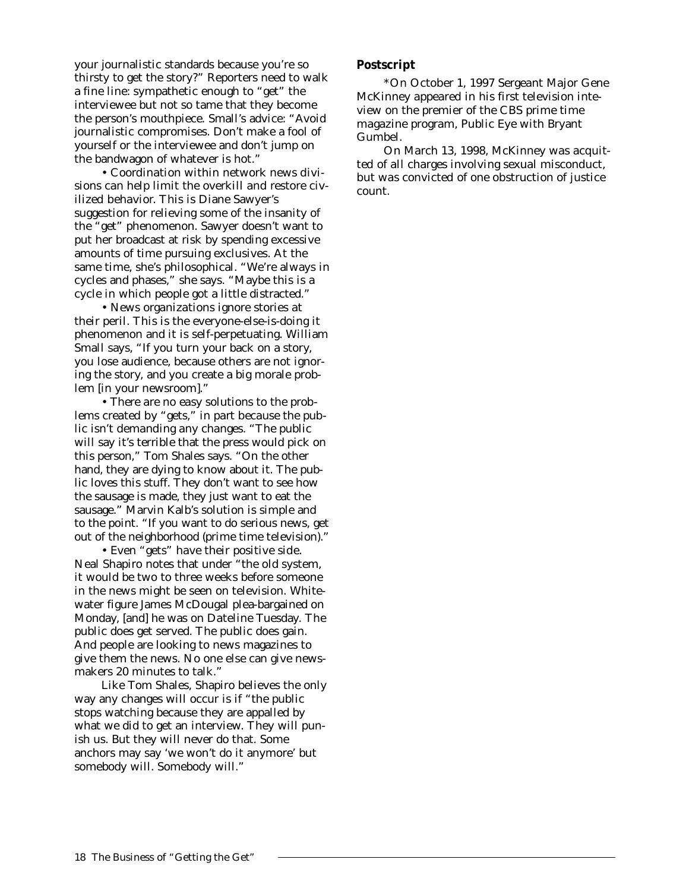your journalistic standards because you're so thirsty to get the story?" Reporters need to walk a fine line: sympathetic enough to "get" the interviewee but not so tame that they become the person's mouthpiece. Small's advice: "Avoid journalistic compromises. Don't make a fool of yourself or the interviewee and don't jump on the bandwagon of whatever is hot."

• Coordination within network news divisions can help limit the overkill and restore civilized behavior. This is Diane Sawyer's suggestion for relieving some of the insanity of the "get" phenomenon. Sawyer doesn't want to put her broadcast at risk by spending excessive amounts of time pursuing exclusives. At the same time, she's philosophical. "We're always in cycles and phases," she says. "Maybe this is a cycle in which people got a little distracted."

• News organizations ignore stories at their peril. This is the everyone-else-is-doing it phenomenon and it is self-perpetuating. William Small says, "If you turn your back on a story, you lose audience, because others are not ignoring the story, and you create a big morale problem [in your newsroom]."

• There are no easy solutions to the problems created by "gets," in part because the public isn't demanding any changes. "The public will say it's terrible that the press would pick on this person," Tom Shales says. "On the other hand, they are dying to know about it. The public loves this stuff. They don't want to see how the sausage is made, they just want to eat the sausage." Marvin Kalb's solution is simple and to the point. "If you want to do serious news, get out of the neighborhood (prime time television)."

• Even "gets" have their positive side. Neal Shapiro notes that under "the old system, it would be two to three weeks before someone in the news might be seen on television. Whitewater figure James McDougal plea-bargained on Monday, [and] he was on *Dateline* Tuesday. The public does get served. The public does gain. And people are looking to news magazines to give them the news. No one else can give newsmakers 20 minutes to talk."

Like Tom Shales, Shapiro believes the only way any changes will occur is if "the public stops watching because they are appalled by what we did to get an interview. They will punish us. But they will never do that. Some anchors may say 'we won't do it anymore' but somebody will. Somebody will."

### Postscript

*On October 1, 1997 Sergeant Major Gene McKinney appeared in his first television inteview on the premier of the CBS prime time magazine program, Public Eye with Bryant Gumbel.

On March 13, 1998, McKinney was acquitted of all charges involving sexual misconduct, but was convicted of one obstruction of justice count.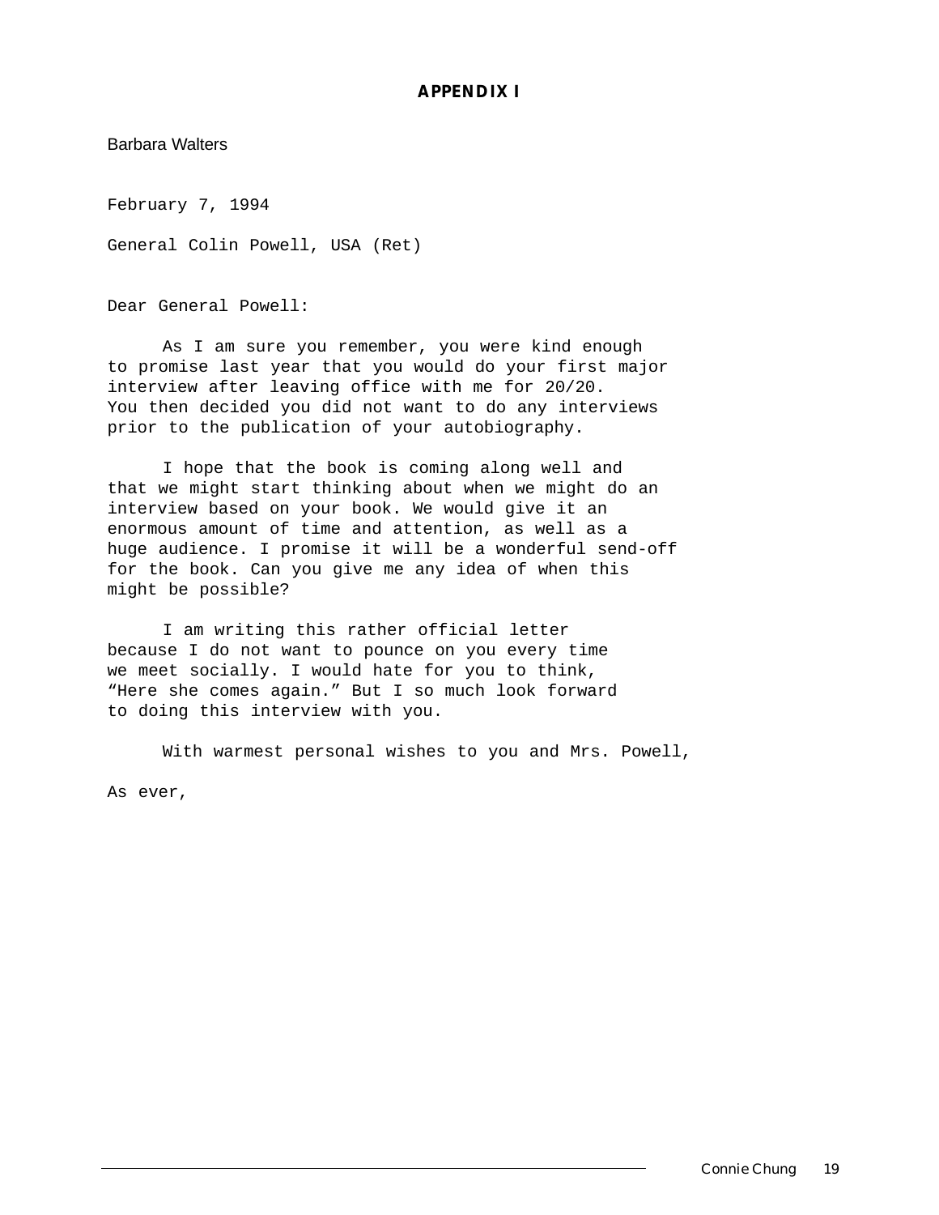## APPENDIX I

Barbara Walters

February 7, 1994

General Colin Powell, USA (Ret)

Dear General Powell:

As I am sure you remember, you were kind enough to promise last year that you would do your first major interview after leaving office with me for 20/20. You then decided you did not want to do any interviews prior to the publication of your autobiography.

I hope that the book is coming along well and that we might start thinking about when we might do an interview based on your book. We would give it an enormous amount of time and attention, as well as a huge audience. I promise it will be a wonderful send-off for the book. Can you give me any idea of when this might be possible?

I am writing this rather official letter because I do not want to pounce on you every time we meet socially. I would hate for you to think, "Here she comes again." But I so much look forward to doing this interview with you.

With warmest personal wishes to you and Mrs. Powell,

As ever,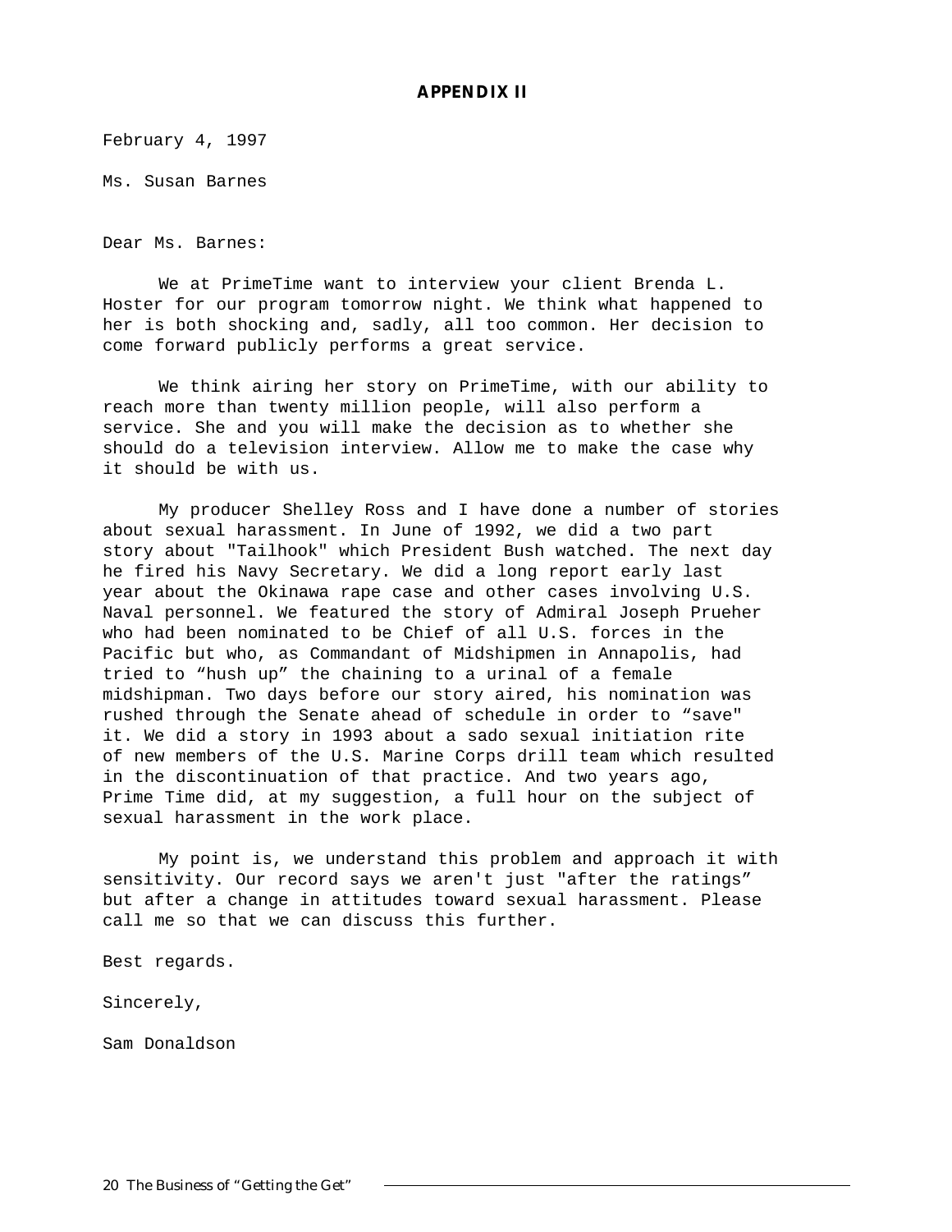## APPENDIX II

February 4, 1997

Ms. Susan Barnes

Dear Ms. Barnes:

We at PrimeTime want to interview your client Brenda L. Hoster for our program tomorrow night. We think what happened to her is both shocking and, sadly, all too common. Her decision to come forward publicly performs a great service.

We think airing her story on PrimeTime, with our ability to reach more than twenty million people, will also perform a service. She and you will make the decision as to whether she should do a television interview. Allow me to make the case why it should be with us.

My producer Shelley Ross and I have done a number of stories about sexual harassment. In June of 1992, we did a two part story about "Tailhook" which President Bush watched. The next day he fired his Navy Secretary. We did a long report early last year about the Okinawa rape case and other cases involving U.S. Naval personnel. We featured the story of Admiral Joseph Prueher who had been nominated to be Chief of all U.S. forces in the Pacific but who, as Commandant of Midshipmen in Annapolis, had tried to "hush up" the chaining to a urinal of a female midshipman. Two days before our story aired, his nomination was rushed through the Senate ahead of schedule in order to "save" it. We did a story in 1993 about a sado sexual initiation rite of new members of the U.S. Marine Corps drill team which resulted in the discontinuation of that practice. And two years ago, Prime Time did, at my suggestion, a full hour on the subject of sexual harassment in the work place.

My point is, we understand this problem and approach it with sensitivity. Our record says we aren't just "after the ratings" but after a change in attitudes toward sexual harassment. Please call me so that we can discuss this further.

Best regards.

Sincerely,

Sam Donaldson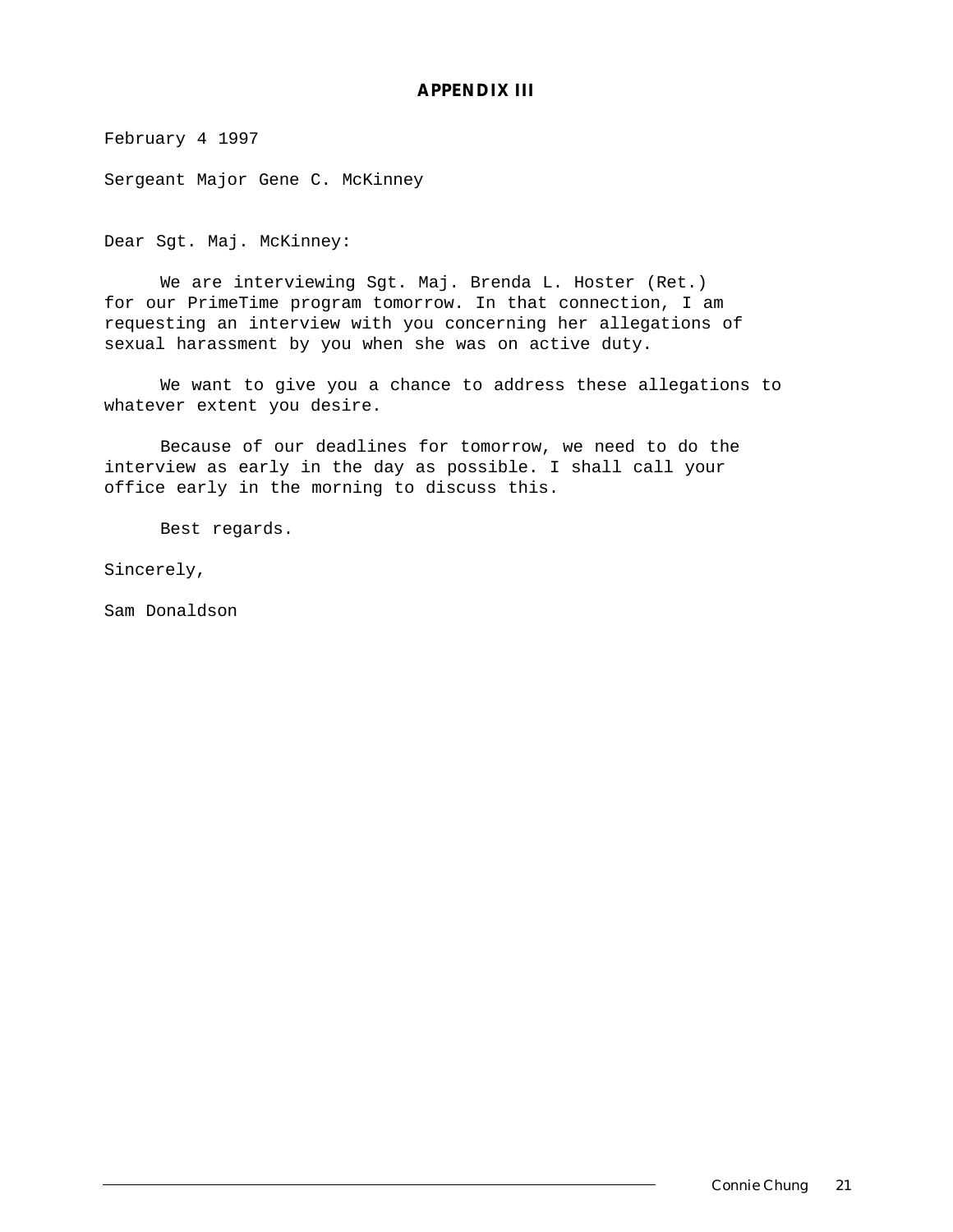## APPENDIX III

February 4 1997

Sergeant Major Gene C. McKinney

Dear Sgt. Maj. McKinney:

We are interviewing Sgt. Maj. Brenda L. Hoster (Ret.) for our PrimeTime program tomorrow. In that connection, I am requesting an interview with you concerning her allegations of sexual harassment by you when she was on active duty.

We want to give you a chance to address these allegations to whatever extent you desire.

Because of our deadlines for tomorrow, we need to do the interview as early in the day as possible. I shall call your office early in the morning to discuss this.

Best regards.

Sincerely,

Sam Donaldson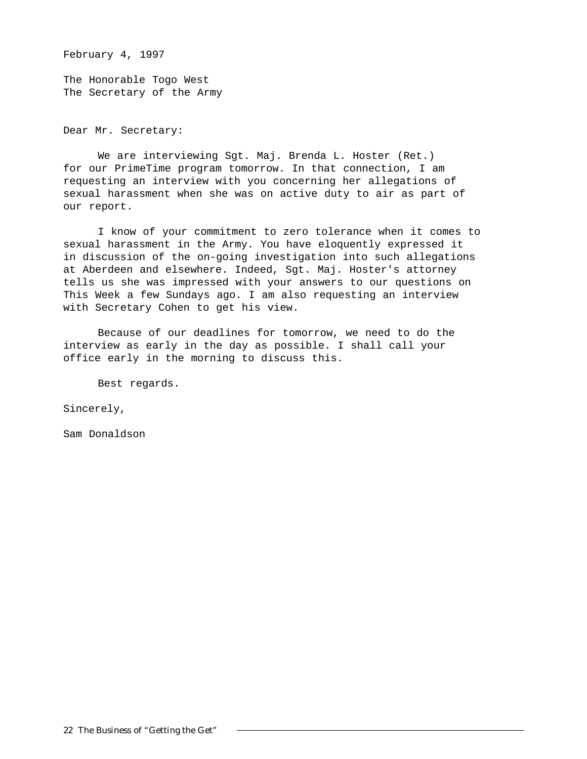February 4, 1997

The Honorable Togo West
The Secretary of the Army

Dear Mr. Secretary:

We are interviewing Sgt. Maj. Brenda L. Hoster (Ret.) for our PrimeTime program tomorrow. In that connection, I am requesting an interview with you concerning her allegations of sexual harassment when she was on active duty to air as part of our report.

I know of your commitment to zero tolerance when it comes to sexual harassment in the Army. You have eloquently expressed it in discussion of the on-going investigation into such allegations at Aberdeen and elsewhere. Indeed, Sgt. Maj. Hoster's attorney tells us she was impressed with your answers to our questions on This Week a few Sundays ago. I am also requesting an interview with Secretary Cohen to get his view.

Because of our deadlines for tomorrow, we need to do the interview as early in the day as possible. I shall call your office early in the morning to discuss this.

Best regards.

Sincerely,

Sam Donaldson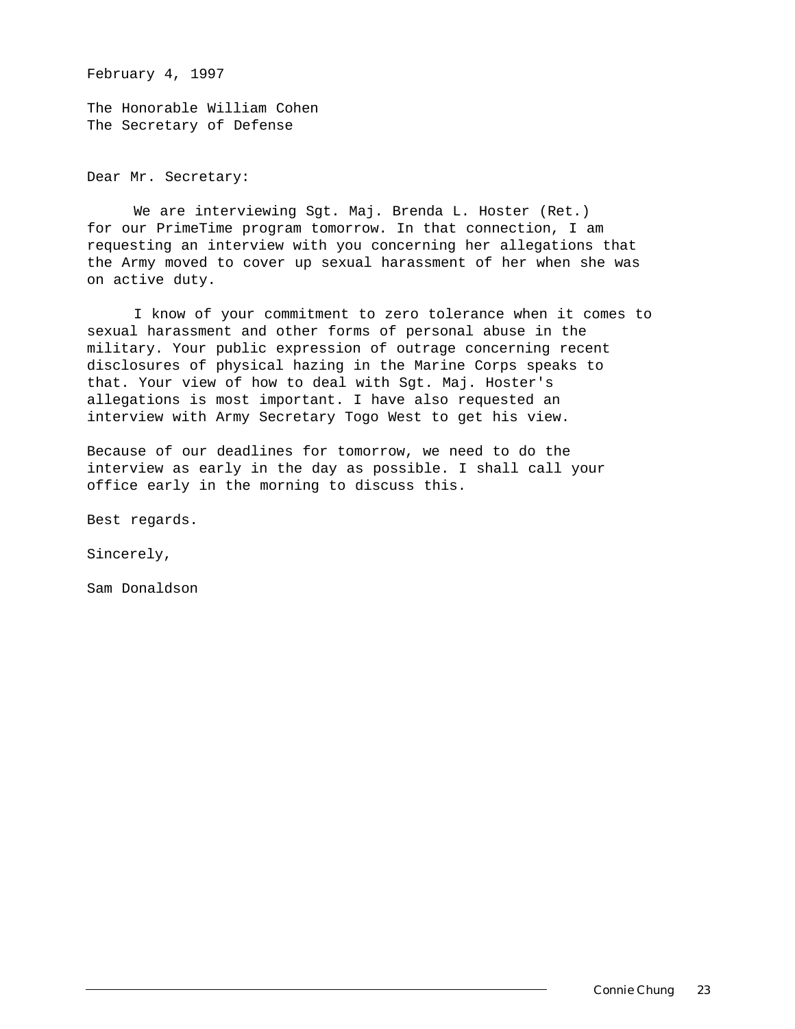February 4, 1997

The Honorable William Cohen
The Secretary of Defense

Dear Mr. Secretary:

We are interviewing Sgt. Maj. Brenda L. Hoster (Ret.) for our PrimeTime program tomorrow. In that connection, I am requesting an interview with you concerning her allegations that the Army moved to cover up sexual harassment of her when she was on active duty.

I know of your commitment to zero tolerance when it comes to sexual harassment and other forms of personal abuse in the military. Your public expression of outrage concerning recent disclosures of physical hazing in the Marine Corps speaks to that. Your view of how to deal with Sgt. Maj. Hoster's allegations is most important. I have also requested an interview with Army Secretary Togo West to get his view.

Because of our deadlines for tomorrow, we need to do the interview as early in the day as possible. I shall call your office early in the morning to discuss this.

Best regards.

Sincerely,

Sam Donaldson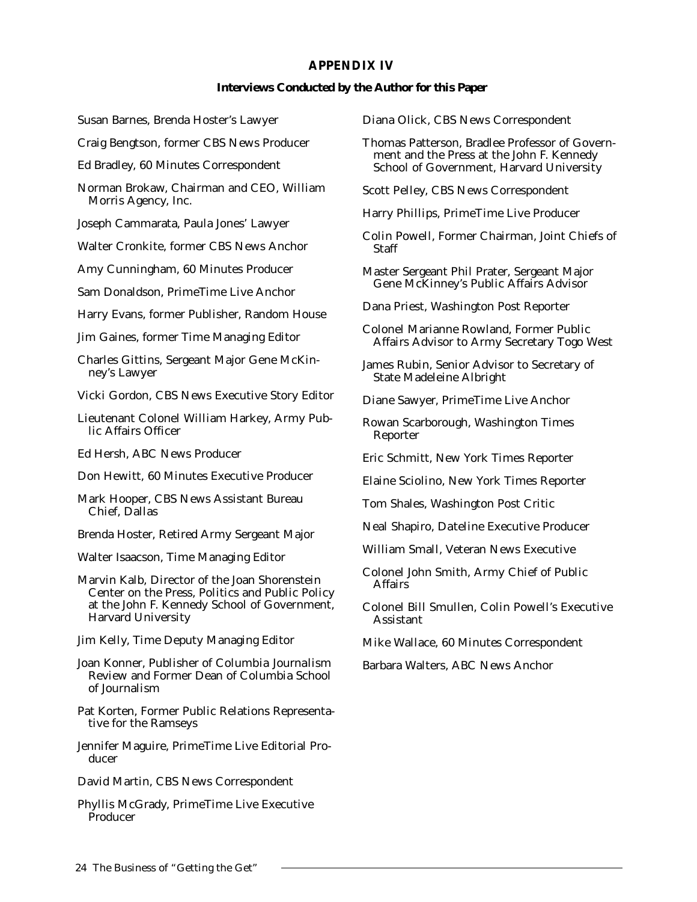## APPENDIX IV

### Interviews Conducted by the Author for this Paper

Susan Barnes, Brenda Hoster's Lawyer

Craig Bengtson, former CBS News Producer

Ed Bradley, 60 Minutes Correspondent

Norman Brokaw, Chairman and CEO, William Morris Agency, Inc.

Joseph Cammarata, Paula Jones' Lawyer

Walter Cronkite, former CBS News Anchor

Amy Cunningham, 60 Minutes Producer

Sam Donaldson, PrimeTime Live Anchor

Harry Evans, former Publisher, Random House

Jim Gaines, former Time Managing Editor

Charles Gittins, Sergeant Major Gene McKinney's Lawyer

Vicki Gordon, CBS News Executive Story Editor

Lieutenant Colonel William Harkey, Army Public Affairs Officer

Ed Hersh, ABC News Producer

Don Hewitt, 60 Minutes Executive Producer

Mark Hooper, CBS News Assistant Bureau Chief, Dallas

Brenda Hoster, Retired Army Sergeant Major

Walter Isaacson, Time Managing Editor

Marvin Kalb, Director of the Joan Shorenstein Center on the Press, Politics and Public Policy at the John F. Kennedy School of Government, Harvard University

Jim Kelly, Time Deputy Managing Editor

Joan Konner, Publisher of Columbia Journalism Review and Former Dean of Columbia School of Journalism

Pat Korten, Former Public Relations Representative for the Ramseys

Jennifer Maguire, PrimeTime Live Editorial Producer

David Martin, CBS News Correspondent

Phyllis McGrady, PrimeTime Live Executive Producer

Diana Olick, CBS News Correspondent

Thomas Patterson, Bradlee Professor of Government and the Press at the John F. Kennedy School of Government, Harvard University

Scott Pelley, CBS News Correspondent

Harry Phillips, PrimeTime Live Producer

Colin Powell, Former Chairman, Joint Chiefs of Staff

Master Sergeant Phil Prater, Sergeant Major Gene McKinney's Public Affairs Advisor

Dana Priest, Washington Post Reporter

Colonel Marianne Rowland, Former Public Affairs Advisor to Army Secretary Togo West

James Rubin, Senior Advisor to Secretary of State Madeleine Albright

Diane Sawyer, PrimeTime Live Anchor

Rowan Scarborough, Washington Times Reporter

Eric Schmitt, New York Times Reporter

Elaine Sciolino, New York Times Reporter

Tom Shales, Washington Post Critic

Neal Shapiro, Dateline Executive Producer

William Small, Veteran News Executive

Colonel John Smith, Army Chief of Public Affairs

Colonel Bill Smullen, Colin Powell's Executive Assistant

Mike Wallace, 60 Minutes Correspondent

Barbara Walters, ABC News Anchor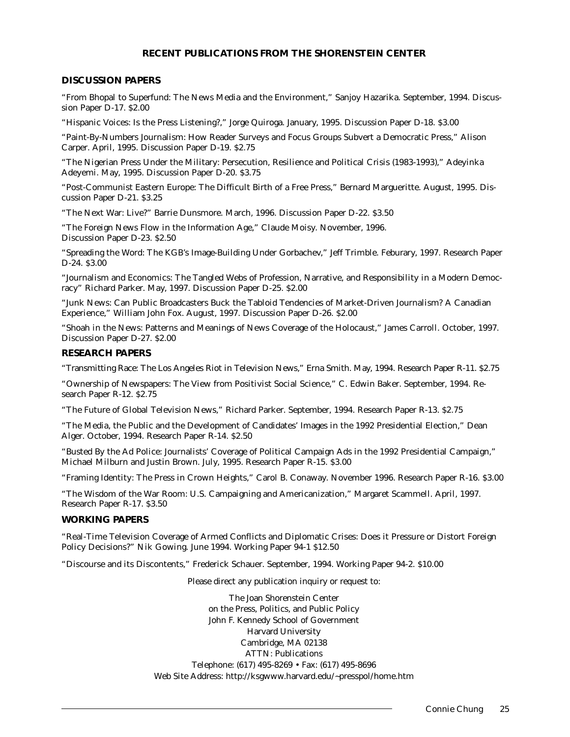## RECENT PUBLICATIONS FROM THE SHORENSTEIN CENTER

### DISCUSSION PAPERS

"From Bhopal to Superfund: The News Media and the Environment," Sanjoy Hazarika. September, 1994. Discussion Paper D-17. $2.00

"Hispanic Voices: Is the Press Listening?," Jorge Quiroga. January, 1995. Discussion Paper D-18. $3.00

"Paint-By-Numbers Journalism: How Reader Surveys and Focus Groups Subvert a Democratic Press," Alison Carper. April, 1995. Discussion Paper D-19. $2.75

"The Nigerian Press Under the Military: Persecution, Resilience and Political Crisis (1983-1993)," Adeyinka Adeyemi. May, 1995. Discussion Paper D-20. $3.75

"Post-Communist Eastern Europe: The Difficult Birth of a Free Press," Bernard Margueritte. August, 1995. Discussion Paper D-21. $3.25

"The Next War: Live?" Barrie Dunsmore. March, 1996. Discussion Paper D-22. $3.50

"The Foreign News Flow in the Information Age," Claude Moisy. November, 1996. Discussion Paper D-23. $2.50

"Spreading the Word: The KGB's Image-Building Under Gorbachev," Jeff Trimble. Feburary, 1997. Research Paper D-24. $3.00

"Journalism and Economics: The Tangled Webs of Profession, Narrative, and Responsibility in a Modern Democracy" Richard Parker. May, 1997. Discussion Paper D-25. $2.00

"Junk News: Can Public Broadcasters Buck the Tabloid Tendencies of Market-Driven Journalism? A Canadian Experience," William John Fox. August, 1997. Discussion Paper D-26. $2.00

"Shoah in the News: Patterns and Meanings of News Coverage of the Holocaust," James Carroll. October, 1997. Discussion Paper D-27. $2.00

### RESEARCH PAPERS

"Transmitting Race: The Los Angeles Riot in Television News," Erna Smith. May, 1994. Research Paper R-11. $2.75

"Ownership of Newspapers: The View from Positivist Social Science," C. Edwin Baker. September, 1994. Research Paper R-12. $2.75

"The Future of Global Television News," Richard Parker. September, 1994. Research Paper R-13. $2.75

"The Media, the Public and the Development of Candidates' Images in the 1992 Presidential Election," Dean Alger. October, 1994. Research Paper R-14. $2.50

"Busted By the Ad Police: Journalists' Coverage of Political Campaign Ads in the 1992 Presidential Campaign," Michael Milburn and Justin Brown. July, 1995. Research Paper R-15. $3.00

"Framing Identity: The Press in Crown Heights," Carol B. Conaway. November 1996. Research Paper R-16. $3.00

"The Wisdom of the War Room: U.S. Campaigning and Americanization," Margaret Scammell. April, 1997. Research Paper R-17. $3.50

### WORKING PAPERS

"Real-Time Television Coverage of Armed Conflicts and Diplomatic Crises: Does it Pressure or Distort Foreign Policy Decisions?" Nik Gowing. June 1994. Working Paper 94-1 $12.50

"Discourse and its Discontents," Frederick Schauer. September, 1994. Working Paper 94-2. $10.00

Please direct any publication inquiry or request to:

The Joan Shorenstein Center
on the Press, Politics, and Public Policy
John F. Kennedy School of Government
Harvard University
Cambridge, MA 02138
ATTN: Publications
Telephone: (617) 495-8269 • Fax: (617) 495-8696
Web Site Address: http://ksgwww.harvard.edu/~presspol/home.htm